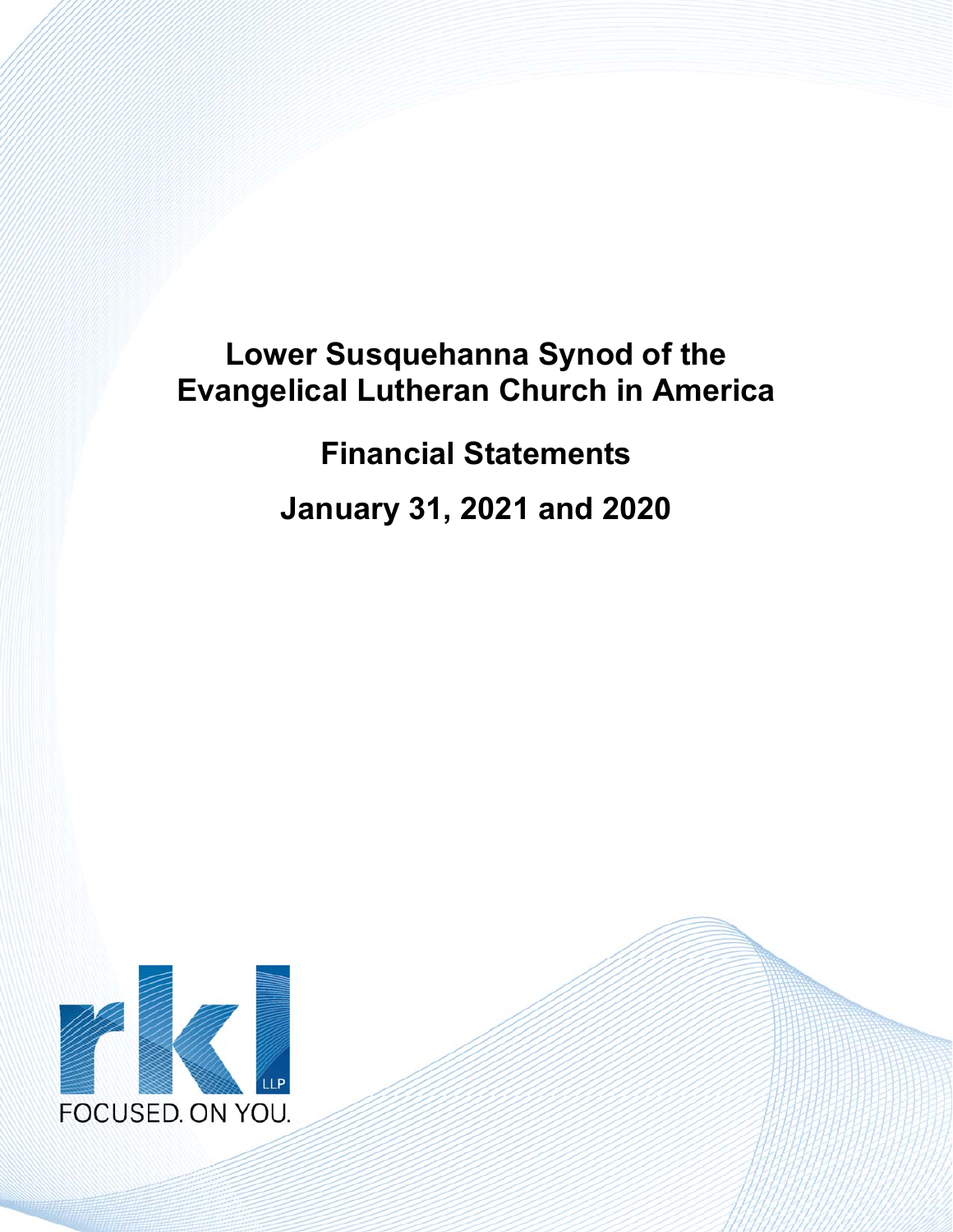# Lower Susquehanna Synod of the Evangelical Lutheran Church in America

## Financial Statements

## January 31, 2021 and 2020

rkl LLP

FOCUSED. ON YOU.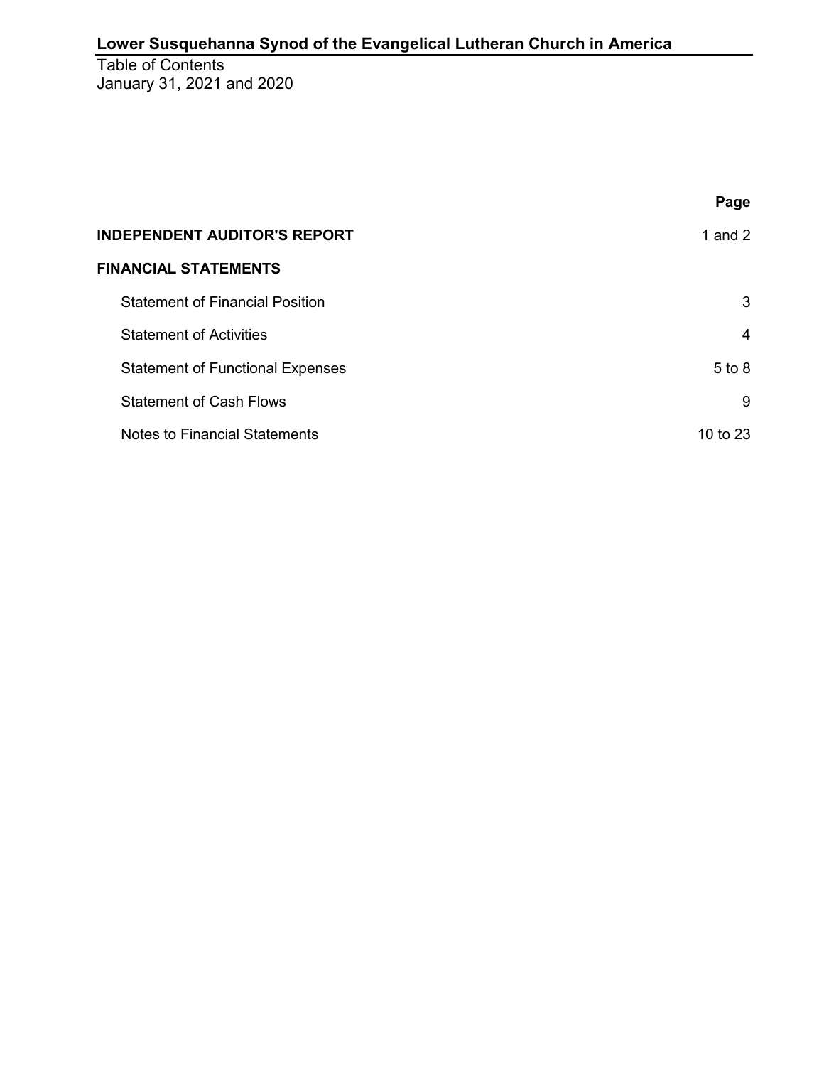# Lower Susquehanna Synod of the Evangelical Lutheran Church in America

Table of Contents
January 31, 2021 and 2020

| | Page |
|---|---|
| **INDEPENDENT AUDITOR'S REPORT** | 1 and 2 |
| **FINANCIAL STATEMENTS** | |
| Statement of Financial Position | 3 |
| Statement of Activities | 4 |
| Statement of Functional Expenses | 5 to 8 |
| Statement of Cash Flows | 9 |
| Notes to Financial Statements | 10 to 23 |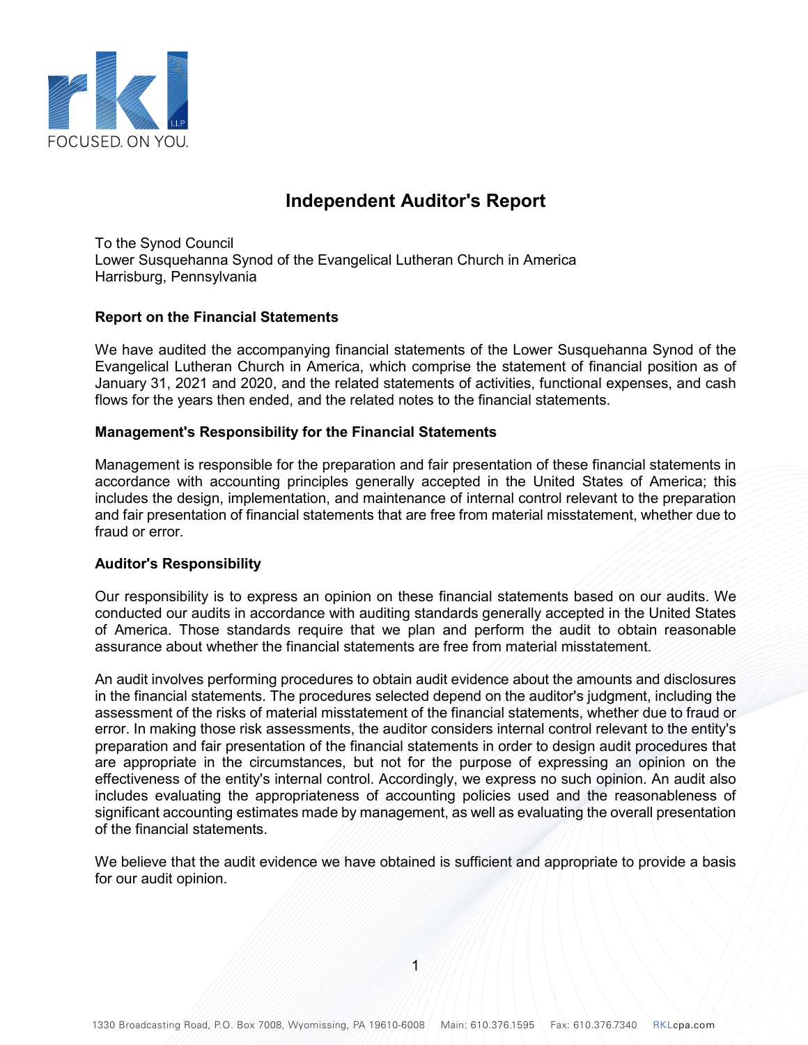# Independent Auditor's Report

To the Synod Council
Lower Susquehanna Synod of the Evangelical Lutheran Church in America
Harrisburg, Pennsylvania

## Report on the Financial Statements

We have audited the accompanying financial statements of the Lower Susquehanna Synod of the Evangelical Lutheran Church in America, which comprise the statement of financial position as of January 31, 2021 and 2020, and the related statements of activities, functional expenses, and cash flows for the years then ended, and the related notes to the financial statements.

## Management's Responsibility for the Financial Statements

Management is responsible for the preparation and fair presentation of these financial statements in accordance with accounting principles generally accepted in the United States of America; this includes the design, implementation, and maintenance of internal control relevant to the preparation and fair presentation of financial statements that are free from material misstatement, whether due to fraud or error.

## Auditor's Responsibility

Our responsibility is to express an opinion on these financial statements based on our audits. We conducted our audits in accordance with auditing standards generally accepted in the United States of America. Those standards require that we plan and perform the audit to obtain reasonable assurance about whether the financial statements are free from material misstatement.

An audit involves performing procedures to obtain audit evidence about the amounts and disclosures in the financial statements. The procedures selected depend on the auditor's judgment, including the assessment of the risks of material misstatement of the financial statements, whether due to fraud or error. In making those risk assessments, the auditor considers internal control relevant to the entity's preparation and fair presentation of the financial statements in order to design audit procedures that are appropriate in the circumstances, but not for the purpose of expressing an opinion on the effectiveness of the entity's internal control. Accordingly, we express no such opinion. An audit also includes evaluating the appropriateness of accounting policies used and the reasonableness of significant accounting estimates made by management, as well as evaluating the overall presentation of the financial statements.

We believe that the audit evidence we have obtained is sufficient and appropriate to provide a basis for our audit opinion.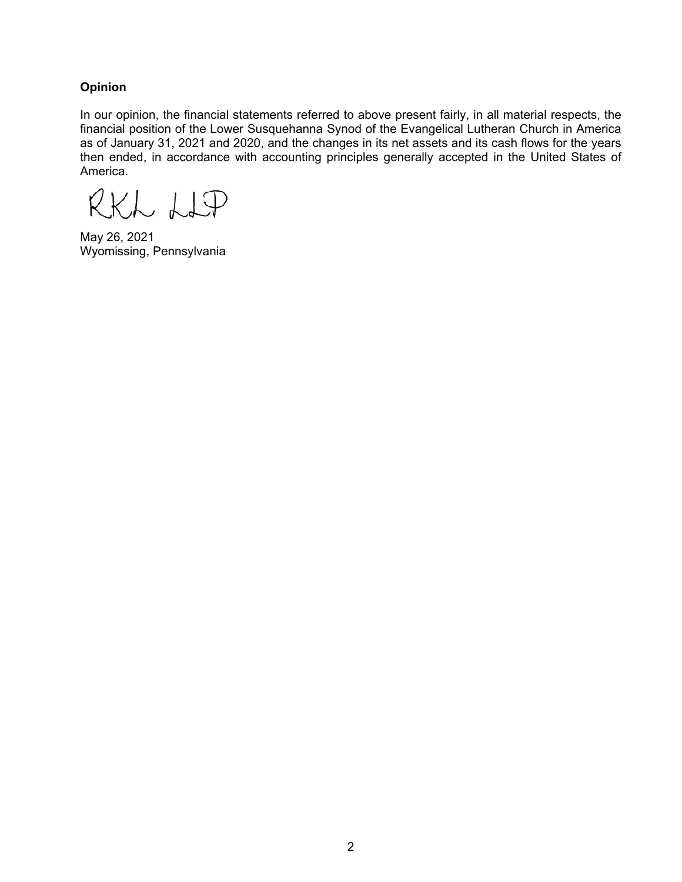**Opinion**

In our opinion, the financial statements referred to above present fairly, in all material respects, the financial position of the Lower Susquehanna Synod of the Evangelical Lutheran Church in America as of January 31, 2021 and 2020, and the changes in its net assets and its cash flows for the years then ended, in accordance with accounting principles generally accepted in the United States of America.

RKL LLP

May 26, 2021
Wyomissing, Pennsylvania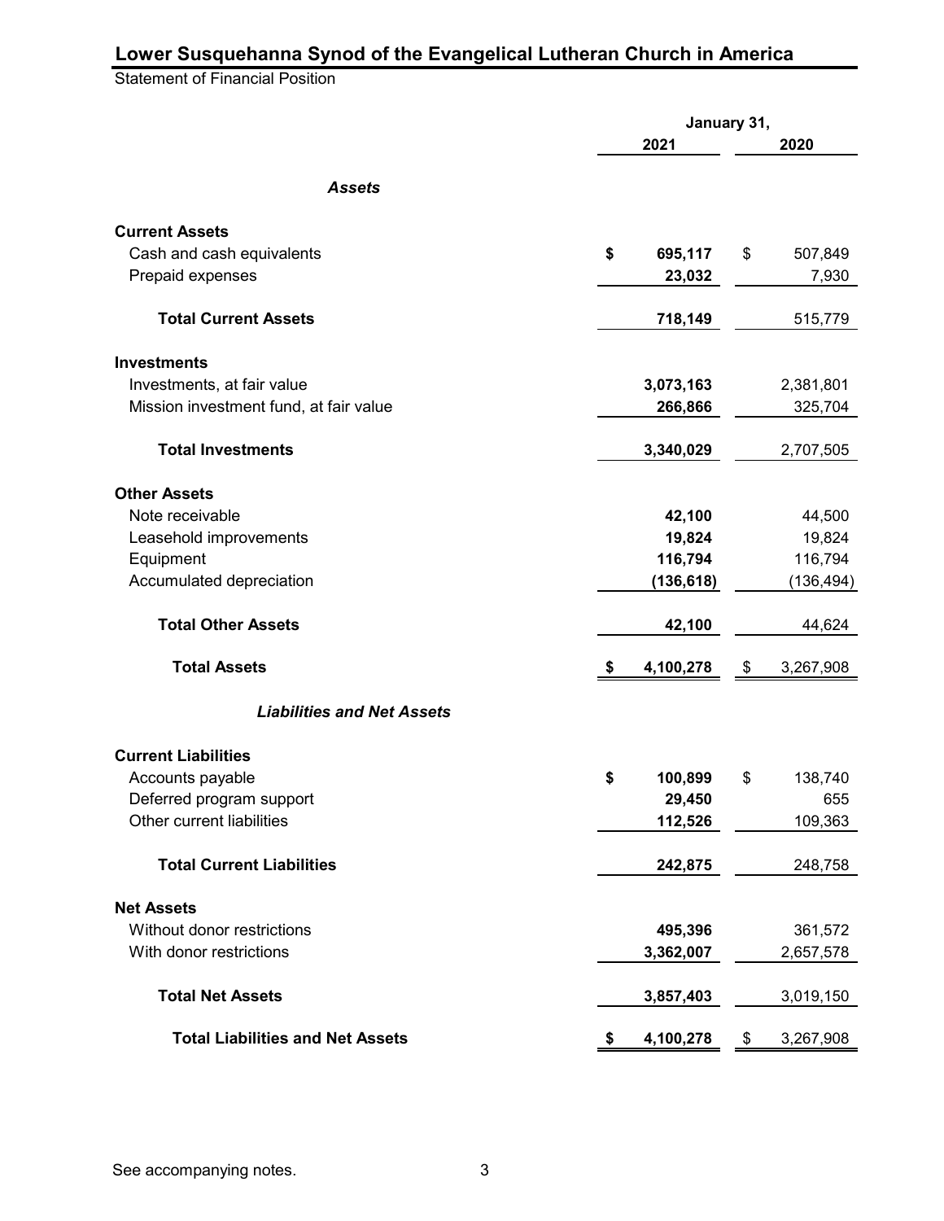# Lower Susquehanna Synod of the Evangelical Lutheran Church in America

Statement of Financial Position

| | January 31, 2021 | January 31, 2020 |
|---|---|---|
| ***Assets*** | | |
| **Current Assets** | | |
| Cash and cash equivalents | **$ 695,117** | $ 507,849 |
| Prepaid expenses | **23,032** | 7,930 |
| **Total Current Assets** | **718,149** | 515,779 |
| **Investments** | | |
| Investments, at fair value | **3,073,163** | 2,381,801 |
| Mission investment fund, at fair value | **266,866** | 325,704 |
| **Total Investments** | **3,340,029** | 2,707,505 |
| **Other Assets** | | |
| Note receivable | **42,100** | 44,500 |
| Leasehold improvements | **19,824** | 19,824 |
| Equipment | **116,794** | 116,794 |
| Accumulated depreciation | **(136,618)** | (136,494) |
| **Total Other Assets** | **42,100** | 44,624 |
| **Total Assets** | **$ 4,100,278** | $ 3,267,908 |
| ***Liabilities and Net Assets*** | | |
| **Current Liabilities** | | |
| Accounts payable | **$ 100,899** | $ 138,740 |
| Deferred program support | **29,450** | 655 |
| Other current liabilities | **112,526** | 109,363 |
| **Total Current Liabilities** | **242,875** | 248,758 |
| **Net Assets** | | |
| Without donor restrictions | **495,396** | 361,572 |
| With donor restrictions | **3,362,007** | 2,657,578 |
| **Total Net Assets** | **3,857,403** | 3,019,150 |
| **Total Liabilities and Net Assets** | **$ 4,100,278** | $ 3,267,908 |

See accompanying notes.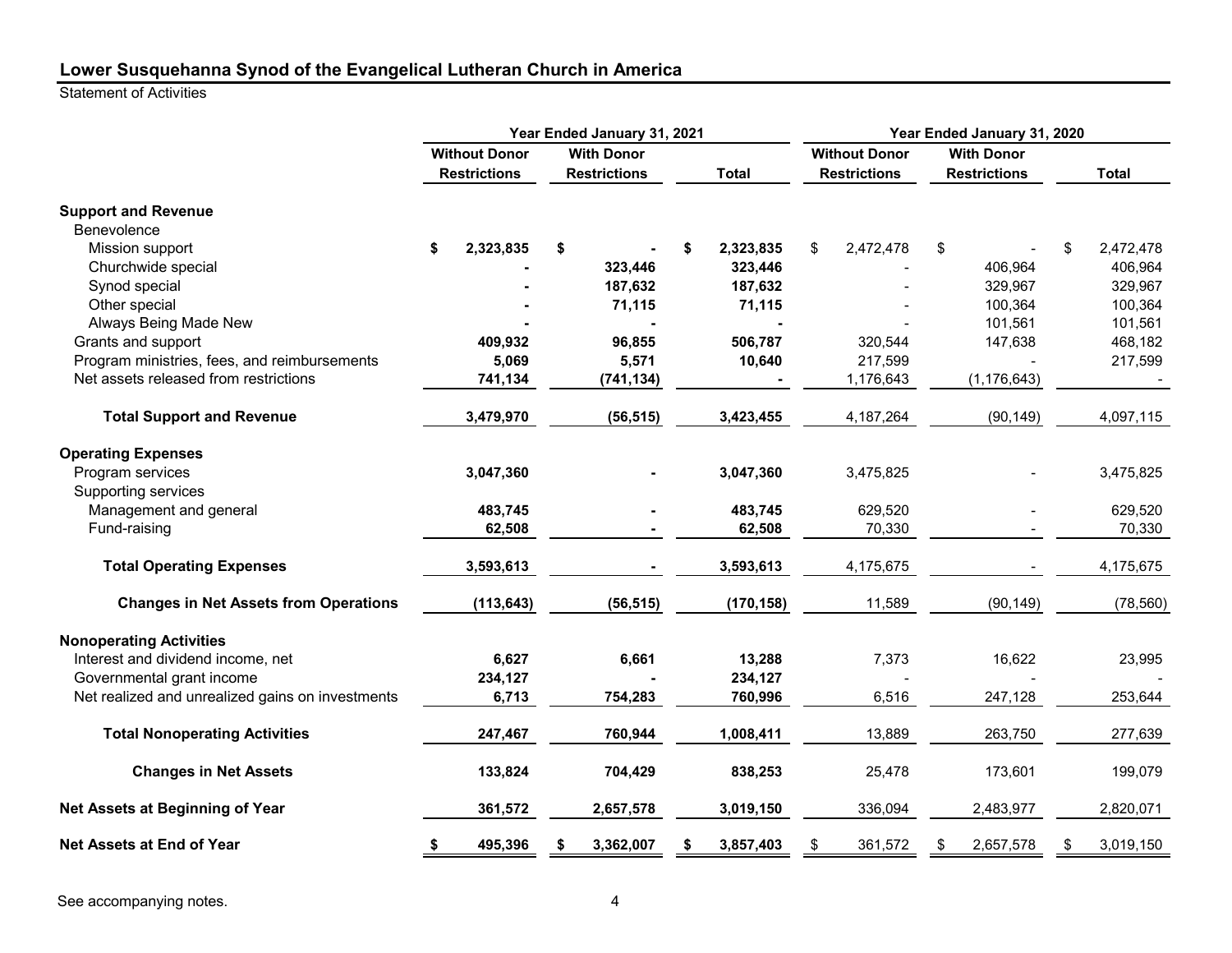## Lower Susquehanna Synod of the Evangelical Lutheran Church in America

Statement of Activities

| | Year Ended January 31, 2021 | | | Year Ended January 31, 2020 | | |
|---|---|---|---|---|---|---|
| | Without Donor Restrictions | With Donor Restrictions | Total | Without Donor Restrictions | With Donor Restrictions | Total |
| **Support and Revenue** | | | | | | |
| Benevolence | | | | | | |
| Mission support | $ 2,323,835 | $ - | $ 2,323,835 | $ 2,472,478 | $ - | $ 2,472,478 |
| Churchwide special | - | 323,446 | 323,446 | - | 406,964 | 406,964 |
| Synod special | - | 187,632 | 187,632 | - | 329,967 | 329,967 |
| Other special | - | 71,115 | 71,115 | - | 100,364 | 100,364 |
| Always Being Made New | - | - | - | - | 101,561 | 101,561 |
| Grants and support | 409,932 | 96,855 | 506,787 | 320,544 | 147,638 | 468,182 |
| Program ministries, fees, and reimbursements | 5,069 | 5,571 | 10,640 | 217,599 | - | 217,599 |
| Net assets released from restrictions | 741,134 | (741,134) | - | 1,176,643 | (1,176,643) | - |
| **Total Support and Revenue** | 3,479,970 | (56,515) | 3,423,455 | 4,187,264 | (90,149) | 4,097,115 |
| **Operating Expenses** | | | | | | |
| Program services | 3,047,360 | - | 3,047,360 | 3,475,825 | - | 3,475,825 |
| Supporting services | | | | | | |
| Management and general | 483,745 | - | 483,745 | 629,520 | - | 629,520 |
| Fund-raising | 62,508 | - | 62,508 | 70,330 | - | 70,330 |
| **Total Operating Expenses** | 3,593,613 | - | 3,593,613 | 4,175,675 | - | 4,175,675 |
| **Changes in Net Assets from Operations** | (113,643) | (56,515) | (170,158) | 11,589 | (90,149) | (78,560) |
| **Nonoperating Activities** | | | | | | |
| Interest and dividend income, net | 6,627 | 6,661 | 13,288 | 7,373 | 16,622 | 23,995 |
| Governmental grant income | 234,127 | - | 234,127 | - | - | - |
| Net realized and unrealized gains on investments | 6,713 | 754,283 | 760,996 | 6,516 | 247,128 | 253,644 |
| **Total Nonoperating Activities** | 247,467 | 760,944 | 1,008,411 | 13,889 | 263,750 | 277,639 |
| **Changes in Net Assets** | 133,824 | 704,429 | 838,253 | 25,478 | 173,601 | 199,079 |
| **Net Assets at Beginning of Year** | 361,572 | 2,657,578 | 3,019,150 | 336,094 | 2,483,977 | 2,820,071 |
| **Net Assets at End of Year** | $ 495,396 | $ 3,362,007 | $ 3,857,403 | $ 361,572 | $ 2,657,578 | $ 3,019,150 |

See accompanying notes.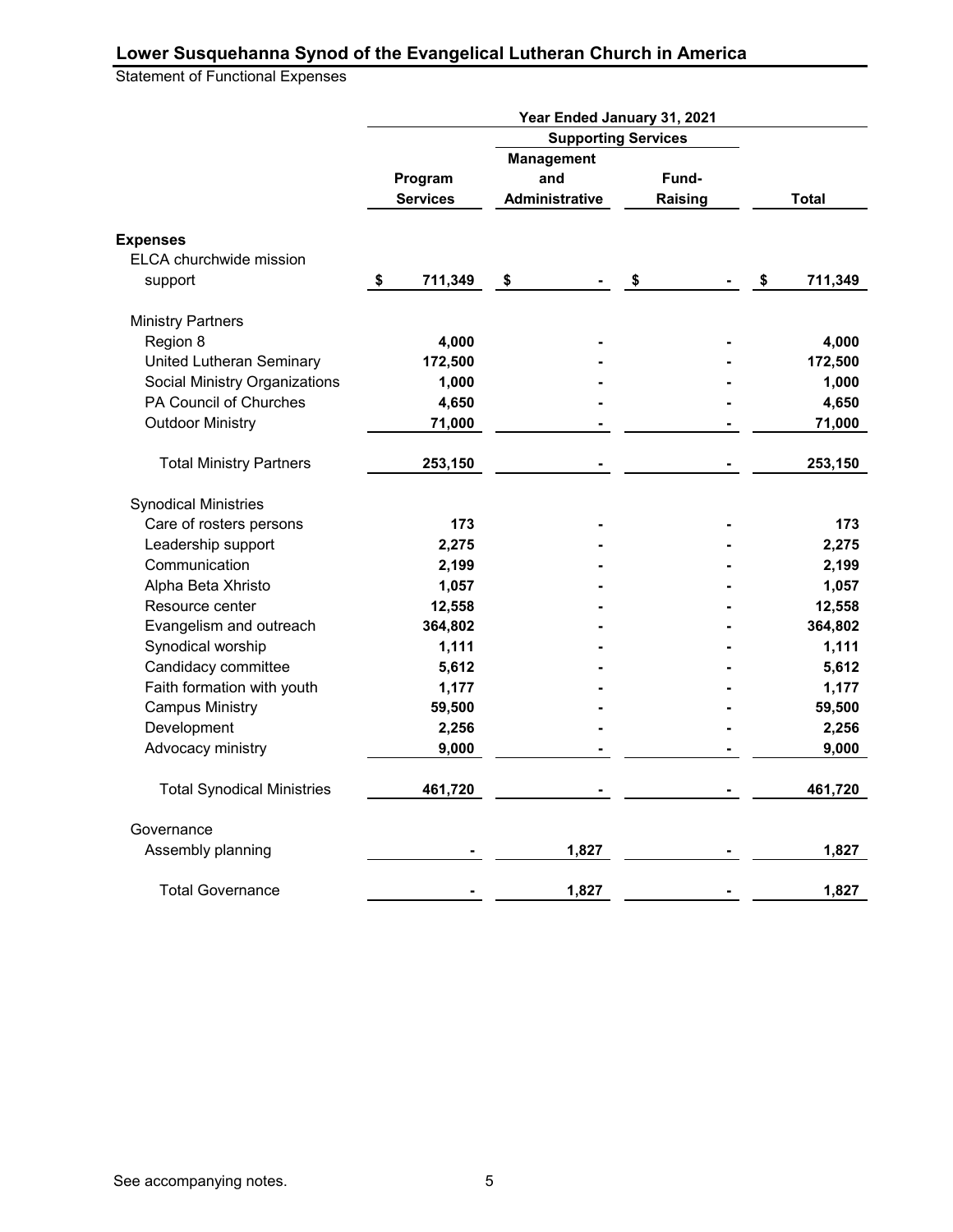## Lower Susquehanna Synod of the Evangelical Lutheran Church in America

Statement of Functional Expenses

| | Year Ended January 31, 2021 | | | |
|---|---|---|---|---|
| | | Supporting Services | | |
| | Program Services | Management and Administrative | Fund-Raising | Total |
| **Expenses** | | | | |
| ELCA churchwide mission support | $ 711,349 | $ - | $ - | $ 711,349 |
| Ministry Partners | | | | |
| Region 8 | 4,000 | - | - | 4,000 |
| United Lutheran Seminary | 172,500 | - | - | 172,500 |
| Social Ministry Organizations | 1,000 | - | - | 1,000 |
| PA Council of Churches | 4,650 | - | - | 4,650 |
| Outdoor Ministry | 71,000 | - | - | 71,000 |
| Total Ministry Partners | 253,150 | - | - | 253,150 |
| Synodical Ministries | | | | |
| Care of rosters persons | 173 | - | - | 173 |
| Leadership support | 2,275 | - | - | 2,275 |
| Communication | 2,199 | - | - | 2,199 |
| Alpha Beta Xhristo | 1,057 | - | - | 1,057 |
| Resource center | 12,558 | - | - | 12,558 |
| Evangelism and outreach | 364,802 | - | - | 364,802 |
| Synodical worship | 1,111 | - | - | 1,111 |
| Candidacy committee | 5,612 | - | - | 5,612 |
| Faith formation with youth | 1,177 | - | - | 1,177 |
| Campus Ministry | 59,500 | - | - | 59,500 |
| Development | 2,256 | - | - | 2,256 |
| Advocacy ministry | 9,000 | - | - | 9,000 |
| Total Synodical Ministries | 461,720 | - | - | 461,720 |
| Governance | | | | |
| Assembly planning | - | 1,827 | - | 1,827 |
| Total Governance | - | 1,827 | - | 1,827 |

See accompanying notes.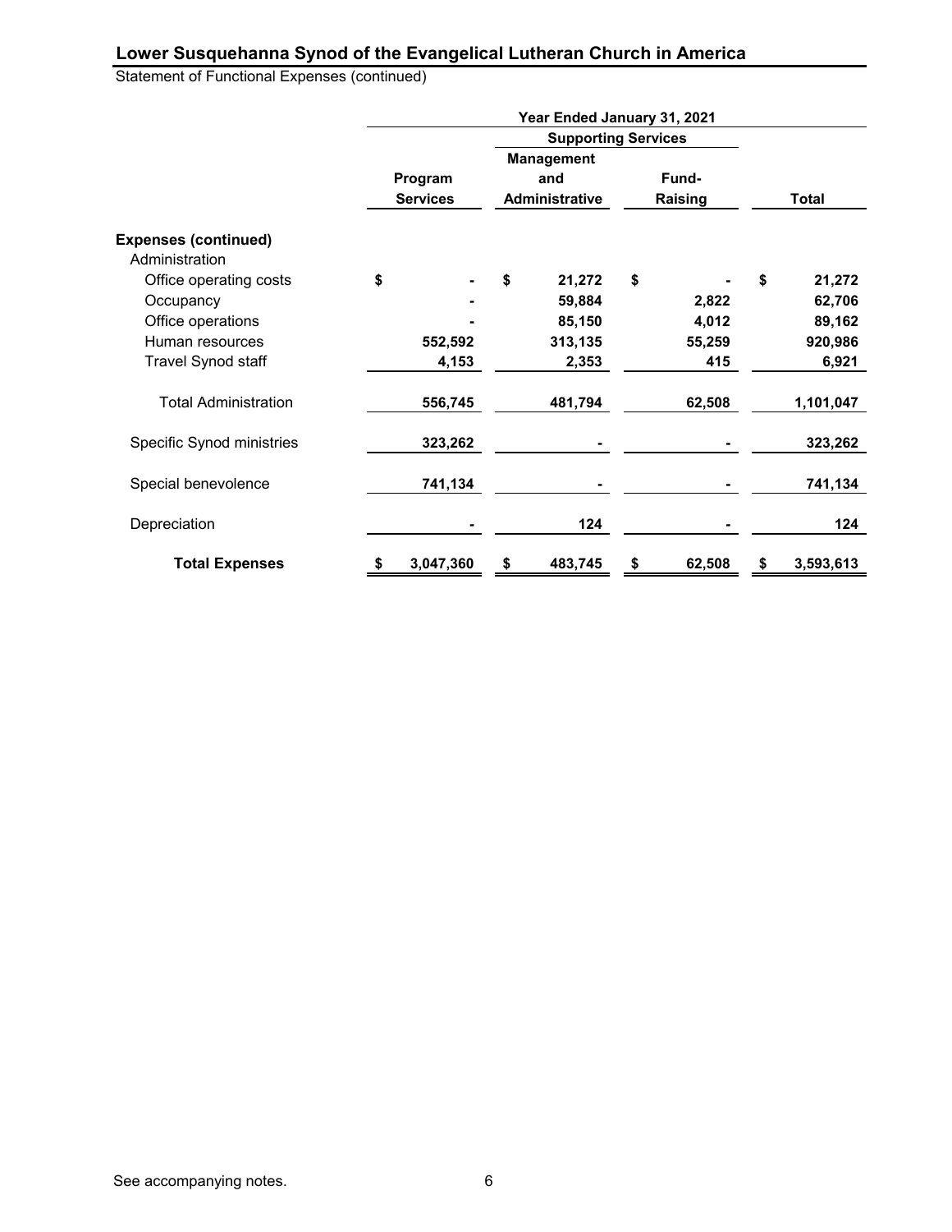## Lower Susquehanna Synod of the Evangelical Lutheran Church in America

Statement of Functional Expenses (continued)

| | Year Ended January 31, 2021 | | | |
|---|---|---|---|---|
| | | Supporting Services | | |
| | Program Services | Management and Administrative | Fund-Raising | Total |
| **Expenses (continued)** | | | | |
| Administration | | | | |
| Office operating costs | $ - | $ 21,272 | $ - | $ 21,272 |
| Occupancy | - | 59,884 | 2,822 | 62,706 |
| Office operations | - | 85,150 | 4,012 | 89,162 |
| Human resources | 552,592 | 313,135 | 55,259 | 920,986 |
| Travel Synod staff | 4,153 | 2,353 | 415 | 6,921 |
| Total Administration | 556,745 | 481,794 | 62,508 | 1,101,047 |
| Specific Synod ministries | 323,262 | - | - | 323,262 |
| Special benevolence | 741,134 | - | - | 741,134 |
| Depreciation | - | 124 | - | 124 |
| **Total Expenses** | **$ 3,047,360** | **$ 483,745** | **$ 62,508** | **$ 3,593,613** |

See accompanying notes.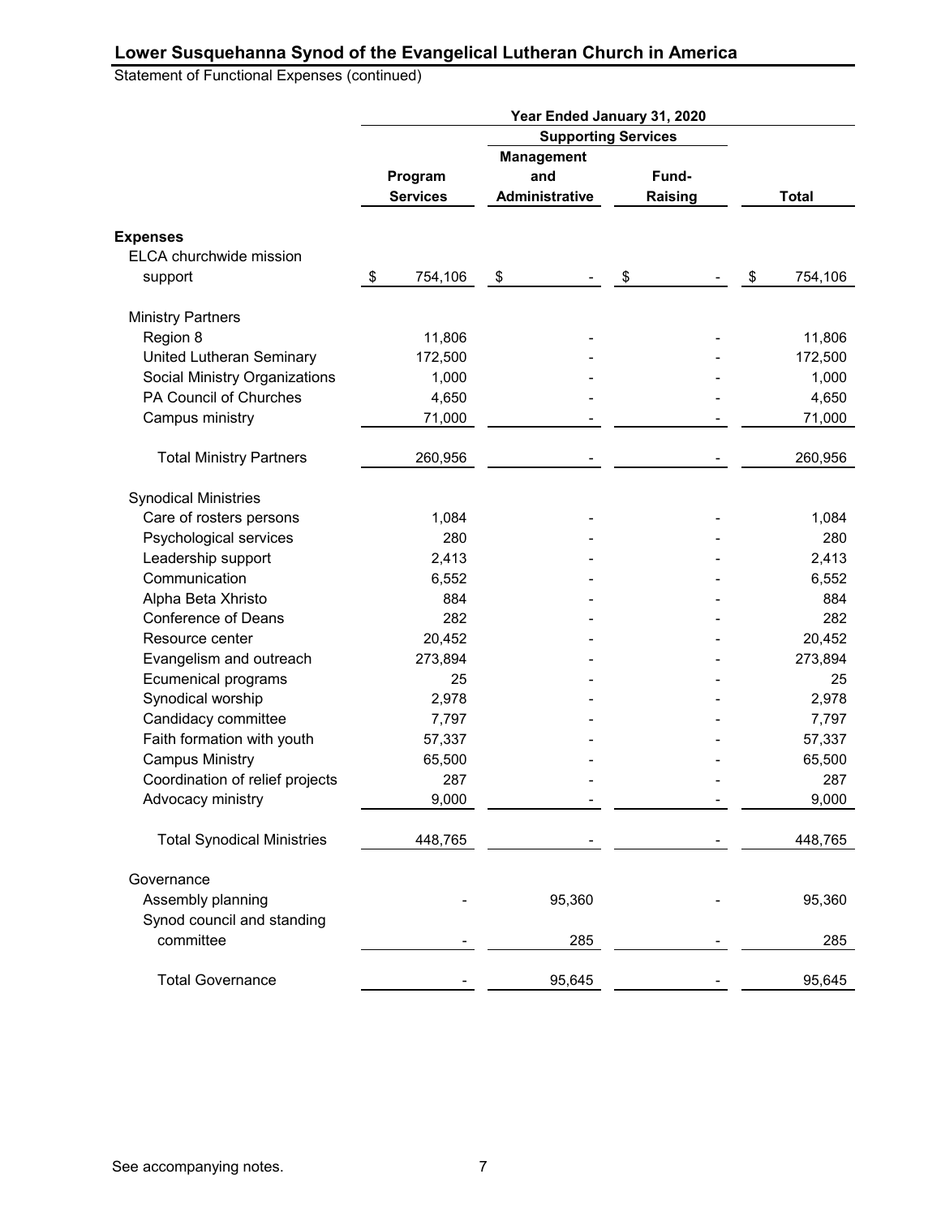## Lower Susquehanna Synod of the Evangelical Lutheran Church in America

Statement of Functional Expenses (continued)

| | Year Ended January 31, 2020 | | | |
|---|---|---|---|---|
| | | Supporting Services | | |
| | Program Services | Management and Administrative | Fund-Raising | Total |
| **Expenses** | | | | |
| ELCA churchwide mission support | $ 754,106 | $ - | $ - | $ 754,106 |
| Ministry Partners | | | | |
| Region 8 | 11,806 | - | - | 11,806 |
| United Lutheran Seminary | 172,500 | - | - | 172,500 |
| Social Ministry Organizations | 1,000 | - | - | 1,000 |
| PA Council of Churches | 4,650 | - | - | 4,650 |
| Campus ministry | 71,000 | - | - | 71,000 |
| Total Ministry Partners | 260,956 | - | - | 260,956 |
| Synodical Ministries | | | | |
| Care of rosters persons | 1,084 | - | - | 1,084 |
| Psychological services | 280 | - | - | 280 |
| Leadership support | 2,413 | - | - | 2,413 |
| Communication | 6,552 | - | - | 6,552 |
| Alpha Beta Xhristo | 884 | - | - | 884 |
| Conference of Deans | 282 | - | - | 282 |
| Resource center | 20,452 | - | - | 20,452 |
| Evangelism and outreach | 273,894 | - | - | 273,894 |
| Ecumenical programs | 25 | - | - | 25 |
| Synodical worship | 2,978 | - | - | 2,978 |
| Candidacy committee | 7,797 | - | - | 7,797 |
| Faith formation with youth | 57,337 | - | - | 57,337 |
| Campus Ministry | 65,500 | - | - | 65,500 |
| Coordination of relief projects | 287 | - | - | 287 |
| Advocacy ministry | 9,000 | - | - | 9,000 |
| Total Synodical Ministries | 448,765 | - | - | 448,765 |
| Governance | | | | |
| Assembly planning | - | 95,360 | - | 95,360 |
| Synod council and standing committee | - | 285 | - | 285 |
| Total Governance | - | 95,645 | - | 95,645 |

See accompanying notes.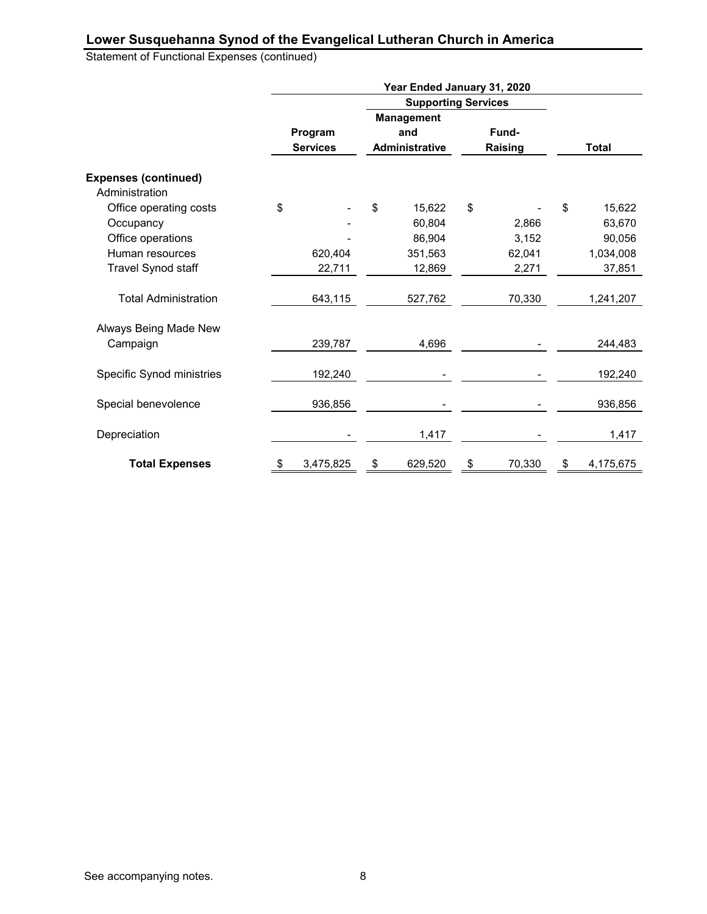## Lower Susquehanna Synod of the Evangelical Lutheran Church in America

Statement of Functional Expenses (continued)

| | Year Ended January 31, 2020 | | | |
|---|---|---|---|---|
| | | Supporting Services | | |
| | Program Services | Management and Administrative | Fund-Raising | Total |
| **Expenses (continued)** | | | | |
| Administration | | | | |
| Office operating costs | $ - | $ 15,622 | $ - | $ 15,622 |
| Occupancy | - | 60,804 | 2,866 | 63,670 |
| Office operations | - | 86,904 | 3,152 | 90,056 |
| Human resources | 620,404 | 351,563 | 62,041 | 1,034,008 |
| Travel Synod staff | 22,711 | 12,869 | 2,271 | 37,851 |
| Total Administration | 643,115 | 527,762 | 70,330 | 1,241,207 |
| Always Being Made New Campaign | 239,787 | 4,696 | - | 244,483 |
| Specific Synod ministries | 192,240 | - | - | 192,240 |
| Special benevolence | 936,856 | - | - | 936,856 |
| Depreciation | - | 1,417 | - | 1,417 |
| **Total Expenses** | $ 3,475,825 | $ 629,520 | $ 70,330 | $ 4,175,675 |

See accompanying notes.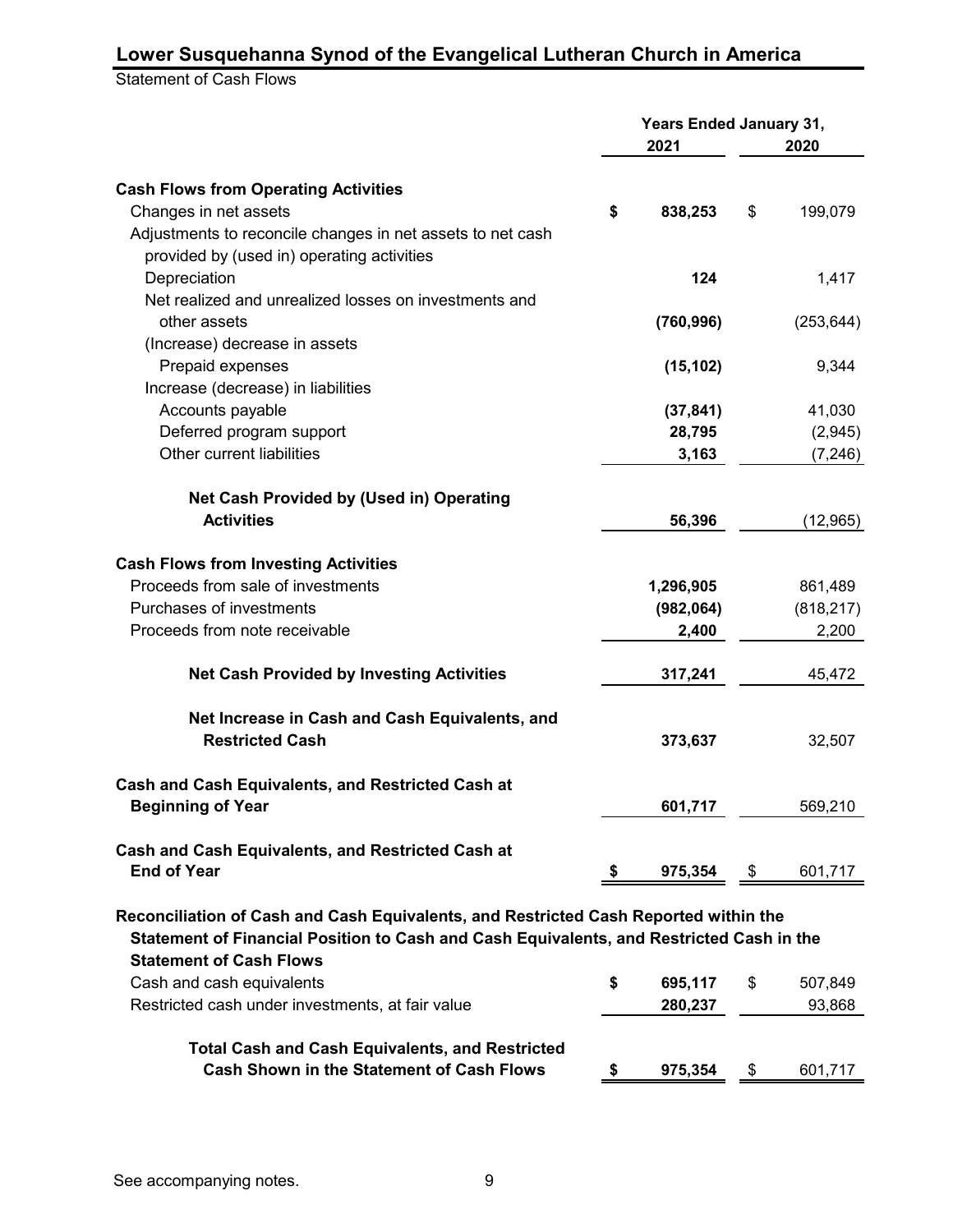## Lower Susquehanna Synod of the Evangelical Lutheran Church in America

Statement of Cash Flows

| | Years Ended January 31, 2021 | 2020 |
|---|---|---|
| **Cash Flows from Operating Activities** | | |
| Changes in net assets | $ 838,253 | $ 199,079 |
| Adjustments to reconcile changes in net assets to net cash provided by (used in) operating activities | | |
| Depreciation | 124 | 1,417 |
| Net realized and unrealized losses on investments and other assets | (760,996) | (253,644) |
| (Increase) decrease in assets | | |
| Prepaid expenses | (15,102) | 9,344 |
| Increase (decrease) in liabilities | | |
| Accounts payable | (37,841) | 41,030 |
| Deferred program support | 28,795 | (2,945) |
| Other current liabilities | 3,163 | (7,246) |
| **Net Cash Provided by (Used in) Operating Activities** | 56,396 | (12,965) |
| **Cash Flows from Investing Activities** | | |
| Proceeds from sale of investments | 1,296,905 | 861,489 |
| Purchases of investments | (982,064) | (818,217) |
| Proceeds from note receivable | 2,400 | 2,200 |
| **Net Cash Provided by Investing Activities** | 317,241 | 45,472 |
| **Net Increase in Cash and Cash Equivalents, and Restricted Cash** | 373,637 | 32,507 |
| **Cash and Cash Equivalents, and Restricted Cash at Beginning of Year** | 601,717 | 569,210 |
| **Cash and Cash Equivalents, and Restricted Cash at End of Year** | $ 975,354 | $ 601,717 |

**Reconciliation of Cash and Cash Equivalents, and Restricted Cash Reported within the Statement of Financial Position to Cash and Cash Equivalents, and Restricted Cash in the Statement of Cash Flows**

| | 2021 | 2020 |
|---|---|---|
| Cash and cash equivalents | $ 695,117 | $ 507,849 |
| Restricted cash under investments, at fair value | 280,237 | 93,868 |
| **Total Cash and Cash Equivalents, and Restricted Cash Shown in the Statement of Cash Flows** | $ 975,354 | $ 601,717 |

See accompanying notes.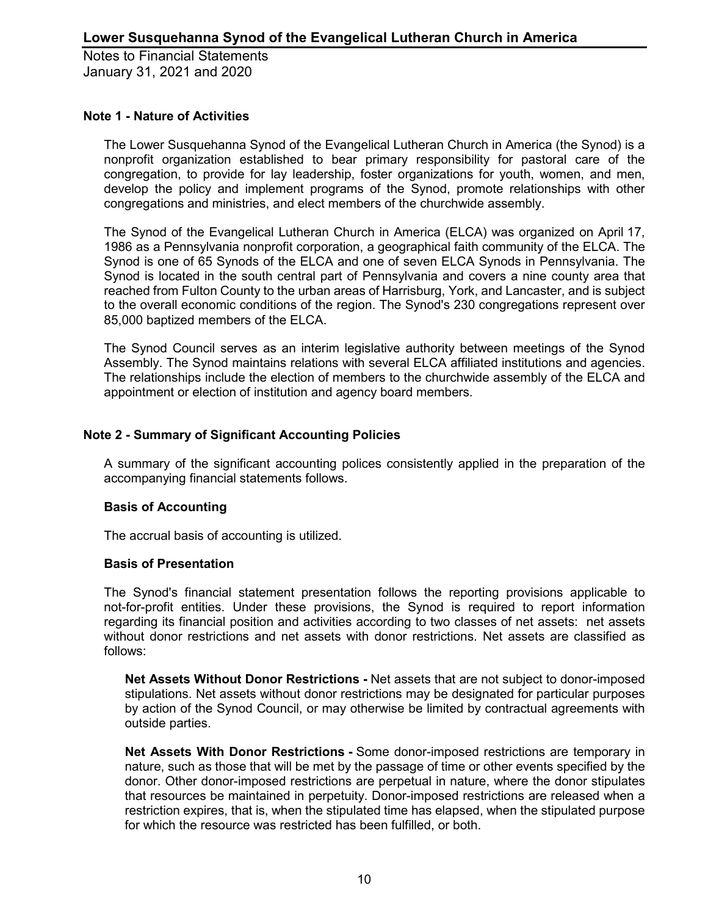**Lower Susquehanna Synod of the Evangelical Lutheran Church in America**

Notes to Financial Statements
January 31, 2021 and 2020

**Note 1 - Nature of Activities**

The Lower Susquehanna Synod of the Evangelical Lutheran Church in America (the Synod) is a nonprofit organization established to bear primary responsibility for pastoral care of the congregation, to provide for lay leadership, foster organizations for youth, women, and men, develop the policy and implement programs of the Synod, promote relationships with other congregations and ministries, and elect members of the churchwide assembly.

The Synod of the Evangelical Lutheran Church in America (ELCA) was organized on April 17, 1986 as a Pennsylvania nonprofit corporation, a geographical faith community of the ELCA. The Synod is one of 65 Synods of the ELCA and one of seven ELCA Synods in Pennsylvania. The Synod is located in the south central part of Pennsylvania and covers a nine county area that reached from Fulton County to the urban areas of Harrisburg, York, and Lancaster, and is subject to the overall economic conditions of the region. The Synod's 230 congregations represent over 85,000 baptized members of the ELCA.

The Synod Council serves as an interim legislative authority between meetings of the Synod Assembly. The Synod maintains relations with several ELCA affiliated institutions and agencies. The relationships include the election of members to the churchwide assembly of the ELCA and appointment or election of institution and agency board members.

**Note 2 - Summary of Significant Accounting Policies**

A summary of the significant accounting polices consistently applied in the preparation of the accompanying financial statements follows.

**Basis of Accounting**

The accrual basis of accounting is utilized.

**Basis of Presentation**

The Synod's financial statement presentation follows the reporting provisions applicable to not-for-profit entities. Under these provisions, the Synod is required to report information regarding its financial position and activities according to two classes of net assets: net assets without donor restrictions and net assets with donor restrictions. Net assets are classified as follows:

**Net Assets Without Donor Restrictions -** Net assets that are not subject to donor-imposed stipulations. Net assets without donor restrictions may be designated for particular purposes by action of the Synod Council, or may otherwise be limited by contractual agreements with outside parties.

**Net Assets With Donor Restrictions -** Some donor-imposed restrictions are temporary in nature, such as those that will be met by the passage of time or other events specified by the donor. Other donor-imposed restrictions are perpetual in nature, where the donor stipulates that resources be maintained in perpetuity. Donor-imposed restrictions are released when a restriction expires, that is, when the stipulated time has elapsed, when the stipulated purpose for which the resource was restricted has been fulfilled, or both.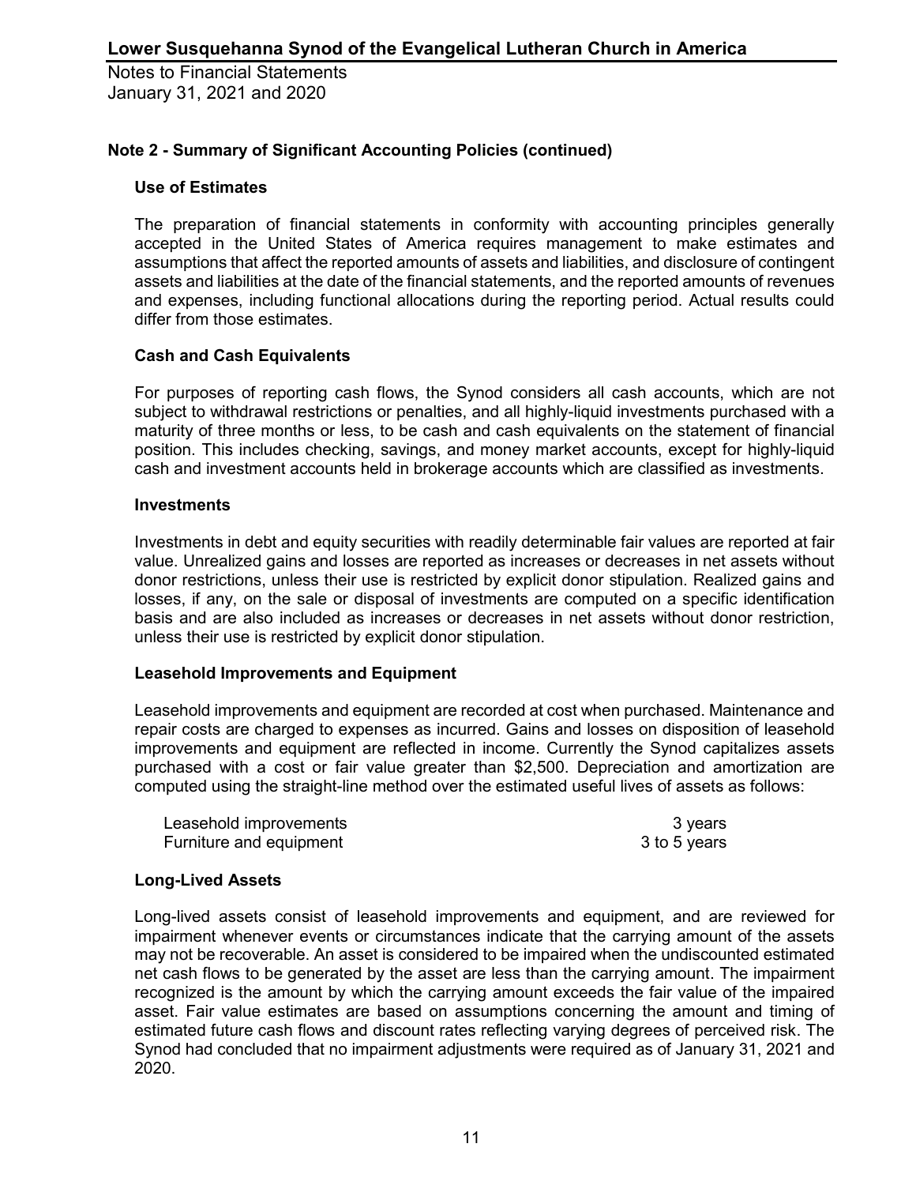# Lower Susquehanna Synod of the Evangelical Lutheran Church in America

Notes to Financial Statements
January 31, 2021 and 2020

## Note 2 - Summary of Significant Accounting Policies (continued)

### Use of Estimates

The preparation of financial statements in conformity with accounting principles generally accepted in the United States of America requires management to make estimates and assumptions that affect the reported amounts of assets and liabilities, and disclosure of contingent assets and liabilities at the date of the financial statements, and the reported amounts of revenues and expenses, including functional allocations during the reporting period. Actual results could differ from those estimates.

### Cash and Cash Equivalents

For purposes of reporting cash flows, the Synod considers all cash accounts, which are not subject to withdrawal restrictions or penalties, and all highly-liquid investments purchased with a maturity of three months or less, to be cash and cash equivalents on the statement of financial position. This includes checking, savings, and money market accounts, except for highly-liquid cash and investment accounts held in brokerage accounts which are classified as investments.

### Investments

Investments in debt and equity securities with readily determinable fair values are reported at fair value. Unrealized gains and losses are reported as increases or decreases in net assets without donor restrictions, unless their use is restricted by explicit donor stipulation. Realized gains and losses, if any, on the sale or disposal of investments are computed on a specific identification basis and are also included as increases or decreases in net assets without donor restriction, unless their use is restricted by explicit donor stipulation.

### Leasehold Improvements and Equipment

Leasehold improvements and equipment are recorded at cost when purchased. Maintenance and repair costs are charged to expenses as incurred. Gains and losses on disposition of leasehold improvements and equipment are reflected in income. Currently the Synod capitalizes assets purchased with a cost or fair value greater than $2,500. Depreciation and amortization are computed using the straight-line method over the estimated useful lives of assets as follows:

| | |
|---|---|
| Leasehold improvements | 3 years |
| Furniture and equipment | 3 to 5 years |

### Long-Lived Assets

Long-lived assets consist of leasehold improvements and equipment, and are reviewed for impairment whenever events or circumstances indicate that the carrying amount of the assets may not be recoverable. An asset is considered to be impaired when the undiscounted estimated net cash flows to be generated by the asset are less than the carrying amount. The impairment recognized is the amount by which the carrying amount exceeds the fair value of the impaired asset. Fair value estimates are based on assumptions concerning the amount and timing of estimated future cash flows and discount rates reflecting varying degrees of perceived risk. The Synod had concluded that no impairment adjustments were required as of January 31, 2021 and 2020.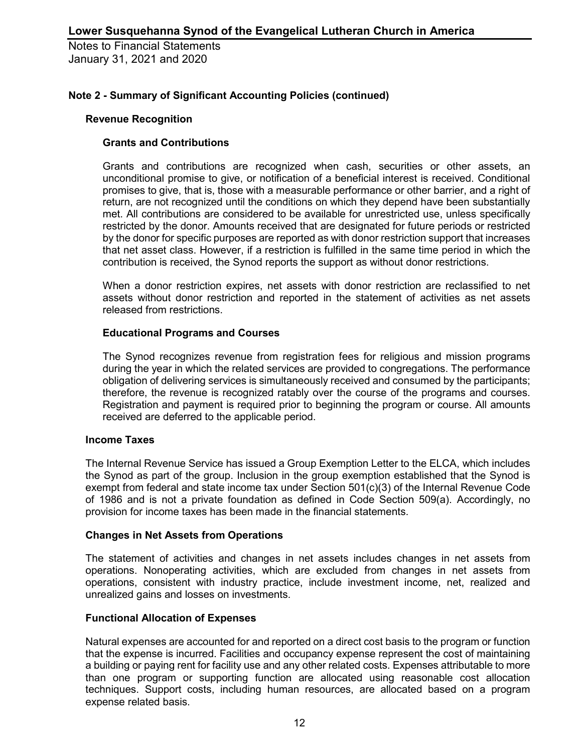## Note 2 - Summary of Significant Accounting Policies (continued)

### Revenue Recognition

#### Grants and Contributions

Grants and contributions are recognized when cash, securities or other assets, an unconditional promise to give, or notification of a beneficial interest is received. Conditional promises to give, that is, those with a measurable performance or other barrier, and a right of return, are not recognized until the conditions on which they depend have been substantially met. All contributions are considered to be available for unrestricted use, unless specifically restricted by the donor. Amounts received that are designated for future periods or restricted by the donor for specific purposes are reported as with donor restriction support that increases that net asset class. However, if a restriction is fulfilled in the same time period in which the contribution is received, the Synod reports the support as without donor restrictions.

When a donor restriction expires, net assets with donor restriction are reclassified to net assets without donor restriction and reported in the statement of activities as net assets released from restrictions.

#### Educational Programs and Courses

The Synod recognizes revenue from registration fees for religious and mission programs during the year in which the related services are provided to congregations. The performance obligation of delivering services is simultaneously received and consumed by the participants; therefore, the revenue is recognized ratably over the course of the programs and courses. Registration and payment is required prior to beginning the program or course. All amounts received are deferred to the applicable period.

### Income Taxes

The Internal Revenue Service has issued a Group Exemption Letter to the ELCA, which includes the Synod as part of the group. Inclusion in the group exemption established that the Synod is exempt from federal and state income tax under Section 501(c)(3) of the Internal Revenue Code of 1986 and is not a private foundation as defined in Code Section 509(a). Accordingly, no provision for income taxes has been made in the financial statements.

### Changes in Net Assets from Operations

The statement of activities and changes in net assets includes changes in net assets from operations. Nonoperating activities, which are excluded from changes in net assets from operations, consistent with industry practice, include investment income, net, realized and unrealized gains and losses on investments.

### Functional Allocation of Expenses

Natural expenses are accounted for and reported on a direct cost basis to the program or function that the expense is incurred. Facilities and occupancy expense represent the cost of maintaining a building or paying rent for facility use and any other related costs. Expenses attributable to more than one program or supporting function are allocated using reasonable cost allocation techniques. Support costs, including human resources, are allocated based on a program expense related basis.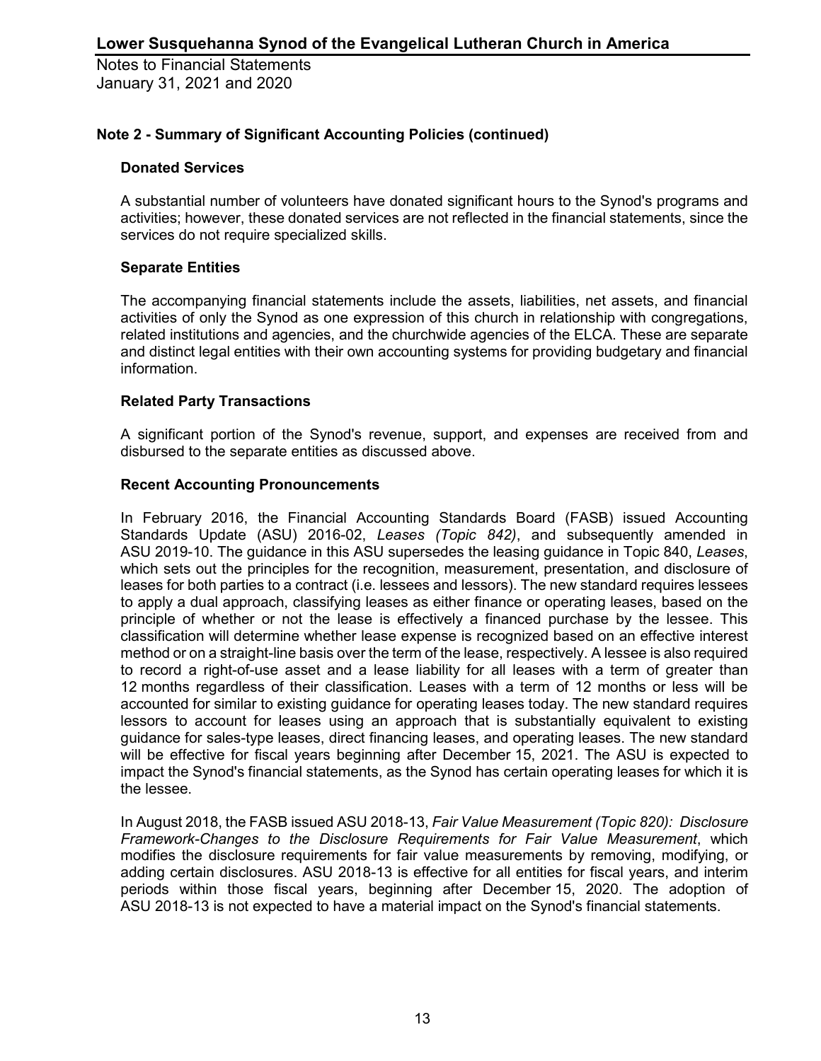## Note 2 - Summary of Significant Accounting Policies (continued)

### Donated Services

A substantial number of volunteers have donated significant hours to the Synod's programs and activities; however, these donated services are not reflected in the financial statements, since the services do not require specialized skills.

### Separate Entities

The accompanying financial statements include the assets, liabilities, net assets, and financial activities of only the Synod as one expression of this church in relationship with congregations, related institutions and agencies, and the churchwide agencies of the ELCA. These are separate and distinct legal entities with their own accounting systems for providing budgetary and financial information.

### Related Party Transactions

A significant portion of the Synod's revenue, support, and expenses are received from and disbursed to the separate entities as discussed above.

### Recent Accounting Pronouncements

In February 2016, the Financial Accounting Standards Board (FASB) issued Accounting Standards Update (ASU) 2016-02, *Leases (Topic 842)*, and subsequently amended in ASU 2019-10. The guidance in this ASU supersedes the leasing guidance in Topic 840, *Leases*, which sets out the principles for the recognition, measurement, presentation, and disclosure of leases for both parties to a contract (i.e. lessees and lessors). The new standard requires lessees to apply a dual approach, classifying leases as either finance or operating leases, based on the principle of whether or not the lease is effectively a financed purchase by the lessee. This classification will determine whether lease expense is recognized based on an effective interest method or on a straight-line basis over the term of the lease, respectively. A lessee is also required to record a right-of-use asset and a lease liability for all leases with a term of greater than 12 months regardless of their classification. Leases with a term of 12 months or less will be accounted for similar to existing guidance for operating leases today. The new standard requires lessors to account for leases using an approach that is substantially equivalent to existing guidance for sales-type leases, direct financing leases, and operating leases. The new standard will be effective for fiscal years beginning after December 15, 2021. The ASU is expected to impact the Synod's financial statements, as the Synod has certain operating leases for which it is the lessee.

In August 2018, the FASB issued ASU 2018-13, *Fair Value Measurement (Topic 820): Disclosure Framework-Changes to the Disclosure Requirements for Fair Value Measurement*, which modifies the disclosure requirements for fair value measurements by removing, modifying, or adding certain disclosures. ASU 2018-13 is effective for all entities for fiscal years, and interim periods within those fiscal years, beginning after December 15, 2020. The adoption of ASU 2018-13 is not expected to have a material impact on the Synod's financial statements.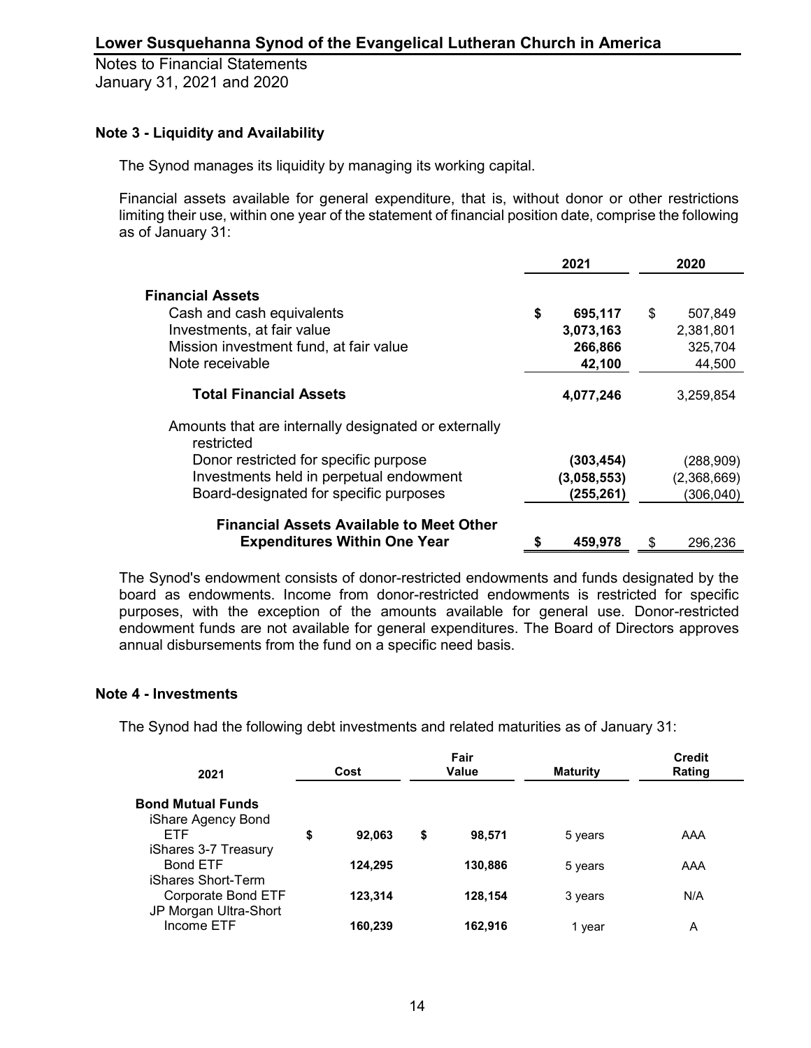## Note 3 - Liquidity and Availability

The Synod manages its liquidity by managing its working capital.

Financial assets available for general expenditure, that is, without donor or other restrictions limiting their use, within one year of the statement of financial position date, comprise the following as of January 31:

| | 2021 | 2020 |
|---|---|---|
| **Financial Assets** | | |
| Cash and cash equivalents | **$ 695,117** | $ 507,849 |
| Investments, at fair value | **3,073,163** | 2,381,801 |
| Mission investment fund, at fair value | **266,866** | 325,704 |
| Note receivable | **42,100** | 44,500 |
| **Total Financial Assets** | **4,077,246** | 3,259,854 |
| Amounts that are internally designated or externally restricted | | |
| Donor restricted for specific purpose | **(303,454)** | (288,909) |
| Investments held in perpetual endowment | **(3,058,553)** | (2,368,669) |
| Board-designated for specific purposes | **(255,261)** | (306,040) |
| **Financial Assets Available to Meet Other Expenditures Within One Year** | **$ 459,978** | $ 296,236 |

The Synod's endowment consists of donor-restricted endowments and funds designated by the board as endowments. Income from donor-restricted endowments is restricted for specific purposes, with the exception of the amounts available for general use. Donor-restricted endowment funds are not available for general expenditures. The Board of Directors approves annual disbursements from the fund on a specific need basis.

## Note 4 - Investments

The Synod had the following debt investments and related maturities as of January 31:

| 2021 | Cost | Fair Value | Maturity | Credit Rating |
|---|---|---|---|---|
| **Bond Mutual Funds** | | | | |
| iShare Agency Bond ETF | **$ 92,063** | **$ 98,571** | 5 years | AAA |
| iShares 3-7 Treasury Bond ETF | **124,295** | **130,886** | 5 years | AAA |
| iShares Short-Term Corporate Bond ETF | **123,314** | **128,154** | 3 years | N/A |
| JP Morgan Ultra-Short Income ETF | **160,239** | **162,916** | 1 year | A |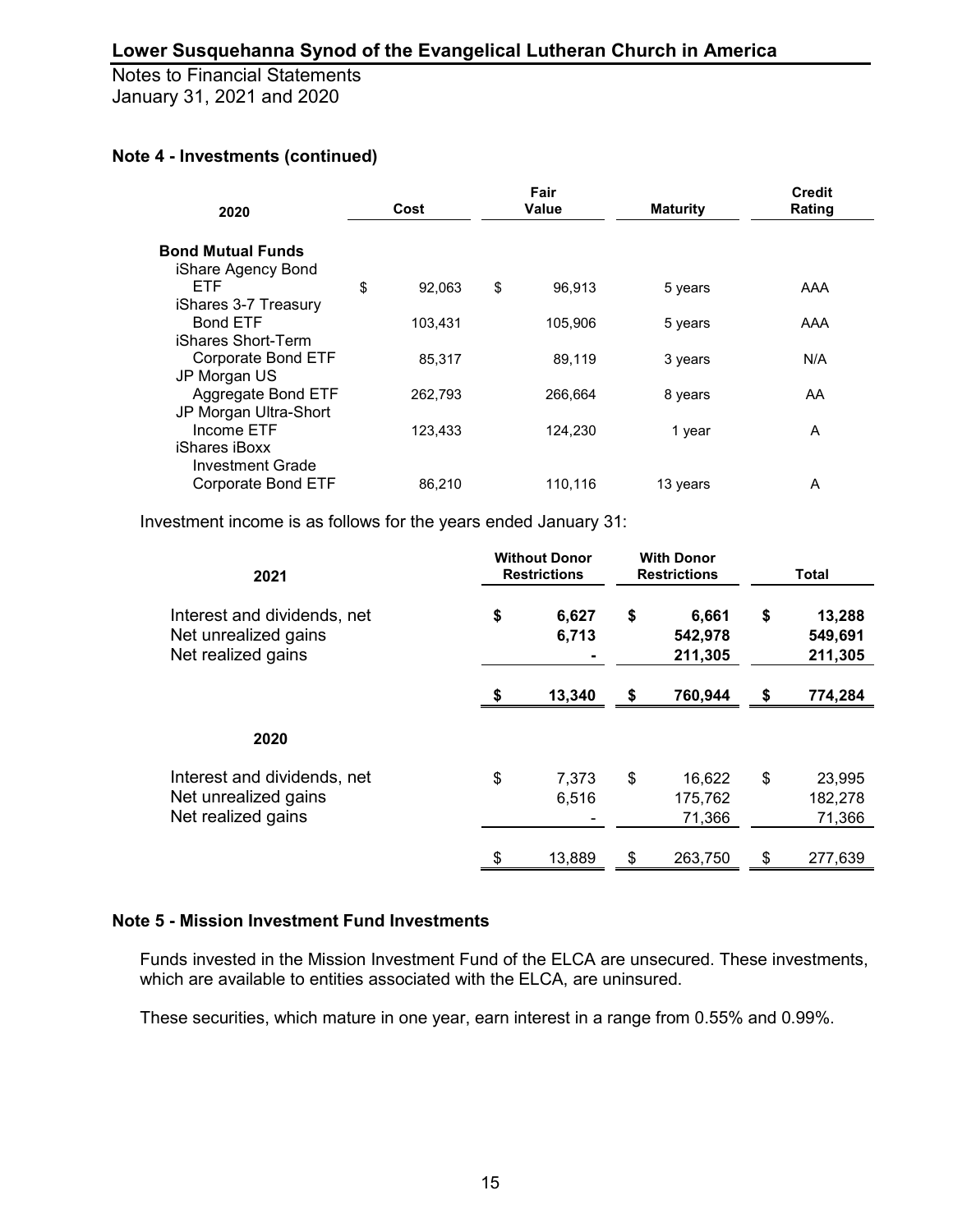## Note 4 - Investments (continued)

| 2020 | Cost | Fair Value | Maturity | Credit Rating |
|---|---|---|---|---|
| **Bond Mutual Funds** | | | | |
| iShare Agency Bond ETF | $ 92,063 | $ 96,913 | 5 years | AAA |
| iShares 3-7 Treasury Bond ETF | 103,431 | 105,906 | 5 years | AAA |
| iShares Short-Term Corporate Bond ETF | 85,317 | 89,119 | 3 years | N/A |
| JP Morgan US Aggregate Bond ETF | 262,793 | 266,664 | 8 years | AA |
| JP Morgan Ultra-Short Income ETF | 123,433 | 124,230 | 1 year | A |
| iShares iBoxx Investment Grade Corporate Bond ETF | 86,210 | 110,116 | 13 years | A |

Investment income is as follows for the years ended January 31:

| 2021 | Without Donor Restrictions | With Donor Restrictions | Total |
|---|---|---|---|
| Interest and dividends, net | **$ 6,627** | **$ 6,661** | **$ 13,288** |
| Net unrealized gains | **6,713** | **542,978** | **549,691** |
| Net realized gains | **-** | **211,305** | **211,305** |
| | **$ 13,340** | **$ 760,944** | **$ 774,284** |

| 2020 | Without Donor Restrictions | With Donor Restrictions | Total |
|---|---|---|---|
| Interest and dividends, net | $ 7,373 | $ 16,622 | $ 23,995 |
| Net unrealized gains | 6,516 | 175,762 | 182,278 |
| Net realized gains | - | 71,366 | 71,366 |
| | $ 13,889 | $ 263,750 | $ 277,639 |

## Note 5 - Mission Investment Fund Investments

Funds invested in the Mission Investment Fund of the ELCA are unsecured. These investments, which are available to entities associated with the ELCA, are uninsured.

These securities, which mature in one year, earn interest in a range from 0.55% and 0.99%.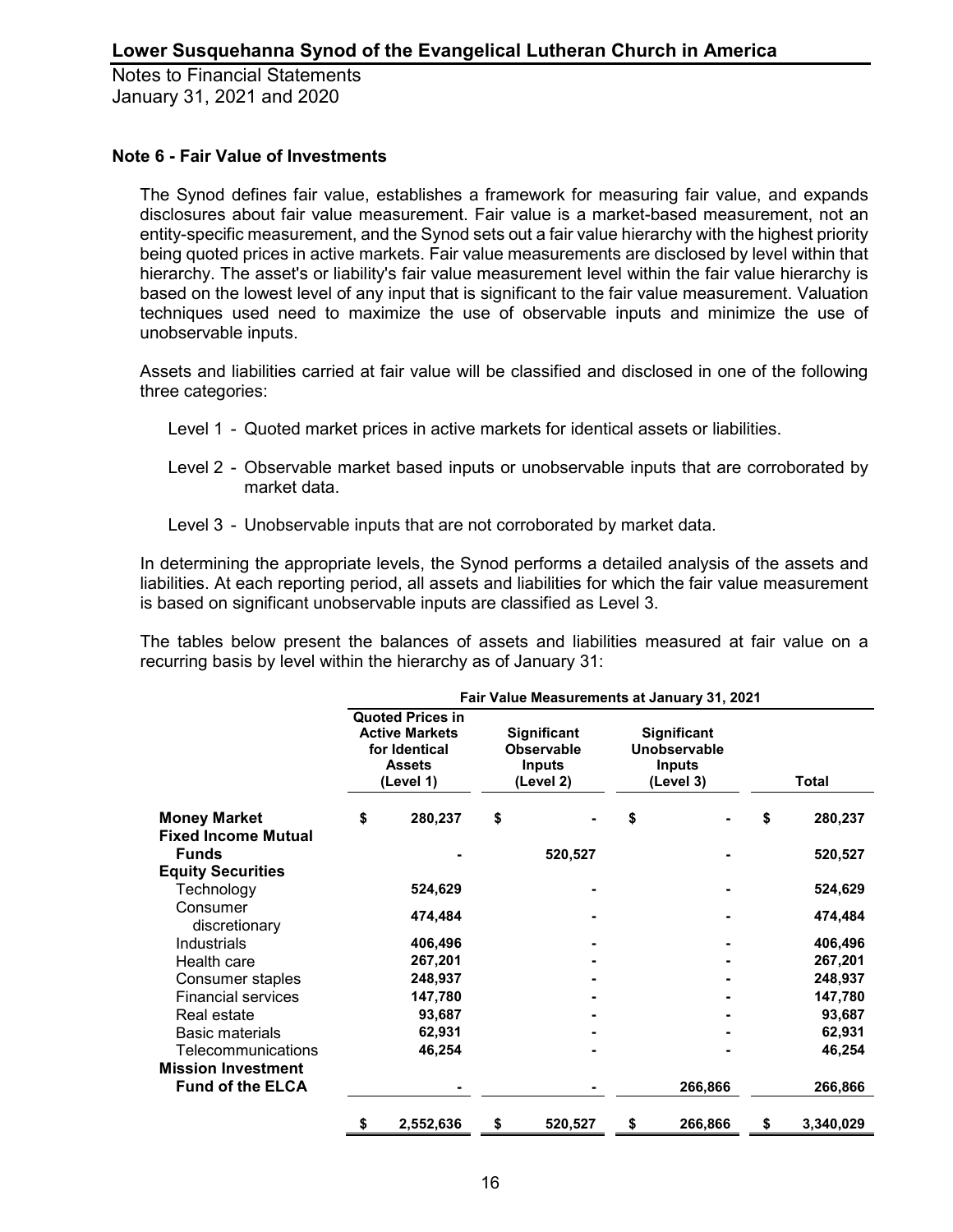**Lower Susquehanna Synod of the Evangelical Lutheran Church in America**

Notes to Financial Statements
January 31, 2021 and 2020

## Note 6 - Fair Value of Investments

The Synod defines fair value, establishes a framework for measuring fair value, and expands disclosures about fair value measurement. Fair value is a market-based measurement, not an entity-specific measurement, and the Synod sets out a fair value hierarchy with the highest priority being quoted prices in active markets. Fair value measurements are disclosed by level within that hierarchy. The asset's or liability's fair value measurement level within the fair value hierarchy is based on the lowest level of any input that is significant to the fair value measurement. Valuation techniques used need to maximize the use of observable inputs and minimize the use of unobservable inputs.

Assets and liabilities carried at fair value will be classified and disclosed in one of the following three categories:

Level 1 - Quoted market prices in active markets for identical assets or liabilities.

Level 2 - Observable market based inputs or unobservable inputs that are corroborated by market data.

Level 3 - Unobservable inputs that are not corroborated by market data.

In determining the appropriate levels, the Synod performs a detailed analysis of the assets and liabilities. At each reporting period, all assets and liabilities for which the fair value measurement is based on significant unobservable inputs are classified as Level 3.

The tables below present the balances of assets and liabilities measured at fair value on a recurring basis by level within the hierarchy as of January 31:

| | Fair Value Measurements at January 31, 2021 | | | |
|---|---|---|---|---|
| | Quoted Prices in Active Markets for Identical Assets (Level 1) | Significant Observable Inputs (Level 2) | Significant Unobservable Inputs (Level 3) | Total |
| **Money Market** | $ 280,237 | $ - | $ - | $ 280,237 |
| **Fixed Income Mutual Funds** | - | 520,527 | - | 520,527 |
| **Equity Securities** | | | | |
| Technology | 524,629 | - | - | 524,629 |
| Consumer discretionary | 474,484 | - | - | 474,484 |
| Industrials | 406,496 | - | - | 406,496 |
| Health care | 267,201 | - | - | 267,201 |
| Consumer staples | 248,937 | - | - | 248,937 |
| Financial services | 147,780 | - | - | 147,780 |
| Real estate | 93,687 | - | - | 93,687 |
| Basic materials | 62,931 | - | - | 62,931 |
| Telecommunications | 46,254 | - | - | 46,254 |
| **Mission Investment Fund of the ELCA** | - | - | 266,866 | 266,866 |
| | $ 2,552,636 | $ 520,527 | $ 266,866 | $ 3,340,029 |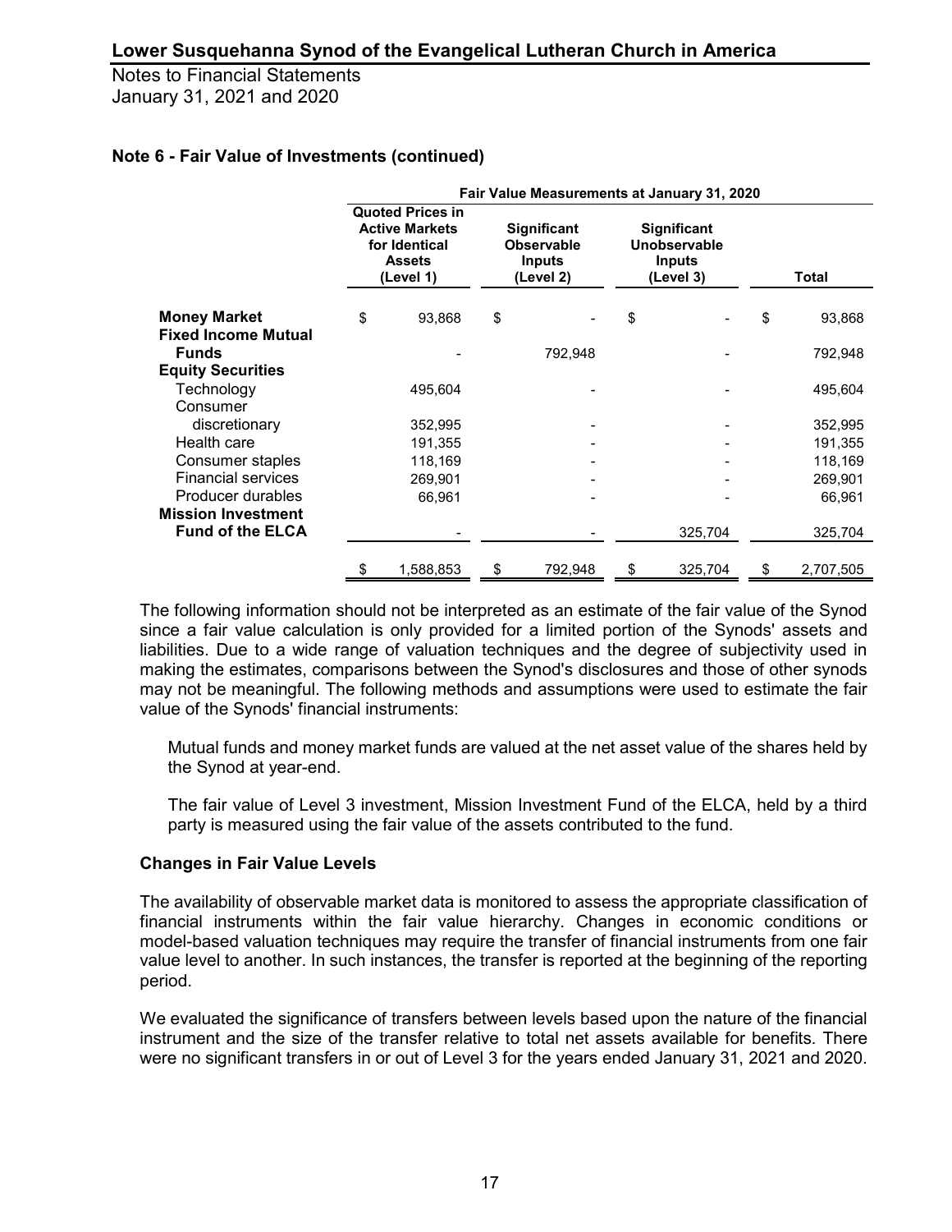## Note 6 - Fair Value of Investments (continued)

| | Fair Value Measurements at January 31, 2020 | | | |
|---|---|---|---|---|
| | Quoted Prices in Active Markets for Identical Assets (Level 1) | Significant Observable Inputs (Level 2) | Significant Unobservable Inputs (Level 3) | Total |
| **Money Market** | $ 93,868 | $ - | $ - | $ 93,868 |
| **Fixed Income Mutual Funds** | - | 792,948 | - | 792,948 |
| **Equity Securities** | | | | |
| Technology | 495,604 | - | - | 495,604 |
| Consumer discretionary | 352,995 | - | - | 352,995 |
| Health care | 191,355 | - | - | 191,355 |
| Consumer staples | 118,169 | - | - | 118,169 |
| Financial services | 269,901 | - | - | 269,901 |
| Producer durables | 66,961 | - | - | 66,961 |
| **Mission Investment Fund of the ELCA** | - | - | 325,704 | 325,704 |
| | $ 1,588,853 | $ 792,948 | $ 325,704 | $ 2,707,505 |

The following information should not be interpreted as an estimate of the fair value of the Synod since a fair value calculation is only provided for a limited portion of the Synods' assets and liabilities. Due to a wide range of valuation techniques and the degree of subjectivity used in making the estimates, comparisons between the Synod's disclosures and those of other synods may not be meaningful. The following methods and assumptions were used to estimate the fair value of the Synods' financial instruments:

Mutual funds and money market funds are valued at the net asset value of the shares held by the Synod at year-end.

The fair value of Level 3 investment, Mission Investment Fund of the ELCA, held by a third party is measured using the fair value of the assets contributed to the fund.

### Changes in Fair Value Levels

The availability of observable market data is monitored to assess the appropriate classification of financial instruments within the fair value hierarchy. Changes in economic conditions or model-based valuation techniques may require the transfer of financial instruments from one fair value level to another. In such instances, the transfer is reported at the beginning of the reporting period.

We evaluated the significance of transfers between levels based upon the nature of the financial instrument and the size of the transfer relative to total net assets available for benefits. There were no significant transfers in or out of Level 3 for the years ended January 31, 2021 and 2020.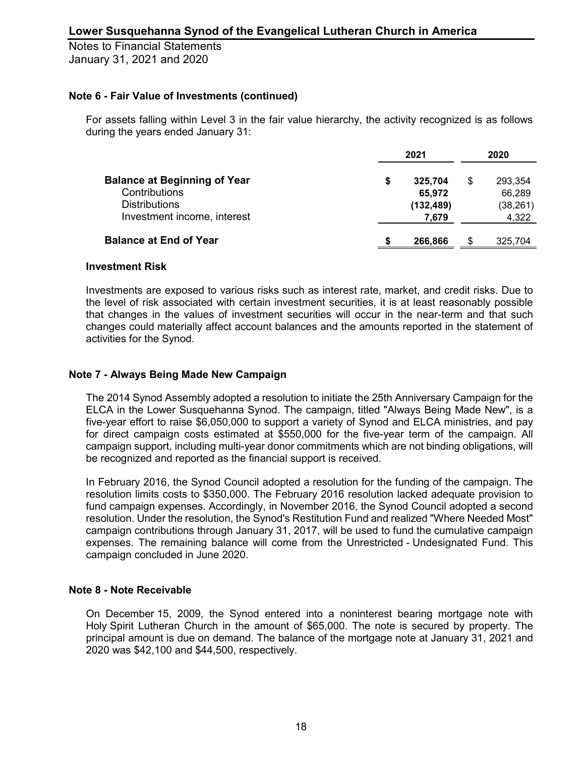## Note 6 - Fair Value of Investments (continued)

For assets falling within Level 3 in the fair value hierarchy, the activity recognized is as follows during the years ended January 31:

| | 2021 | 2020 |
|---|---|---|
| **Balance at Beginning of Year** | **$ 325,704** | $ 293,354 |
| Contributions | **65,972** | 66,289 |
| Distributions | **(132,489)** | (38,261) |
| Investment income, interest | **7,679** | 4,322 |
| **Balance at End of Year** | **$ 266,866** | $ 325,704 |

### Investment Risk

Investments are exposed to various risks such as interest rate, market, and credit risks. Due to the level of risk associated with certain investment securities, it is at least reasonably possible that changes in the values of investment securities will occur in the near-term and that such changes could materially affect account balances and the amounts reported in the statement of activities for the Synod.

## Note 7 - Always Being Made New Campaign

The 2014 Synod Assembly adopted a resolution to initiate the 25th Anniversary Campaign for the ELCA in the Lower Susquehanna Synod. The campaign, titled "Always Being Made New", is a five-year effort to raise $6,050,000 to support a variety of Synod and ELCA ministries, and pay for direct campaign costs estimated at $550,000 for the five-year term of the campaign. All campaign support, including multi-year donor commitments which are not binding obligations, will be recognized and reported as the financial support is received.

In February 2016, the Synod Council adopted a resolution for the funding of the campaign. The resolution limits costs to $350,000. The February 2016 resolution lacked adequate provision to fund campaign expenses. Accordingly, in November 2016, the Synod Council adopted a second resolution. Under the resolution, the Synod's Restitution Fund and realized "Where Needed Most" campaign contributions through January 31, 2017, will be used to fund the cumulative campaign expenses. The remaining balance will come from the Unrestricted - Undesignated Fund. This campaign concluded in June 2020.

## Note 8 - Note Receivable

On December 15, 2009, the Synod entered into a noninterest bearing mortgage note with Holy Spirit Lutheran Church in the amount of $65,000. The note is secured by property. The principal amount is due on demand. The balance of the mortgage note at January 31, 2021 and 2020 was $42,100 and $44,500, respectively.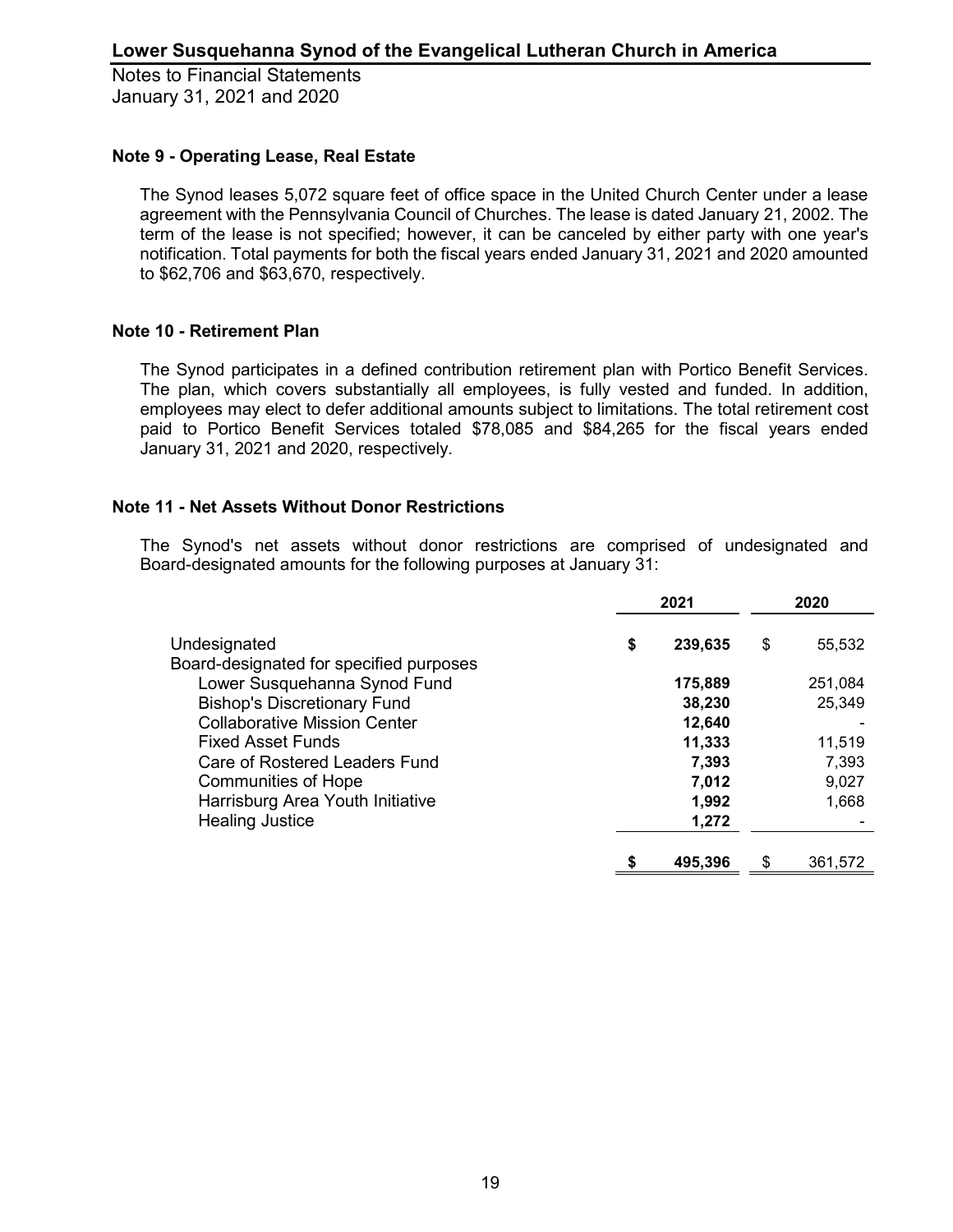## Note 9 - Operating Lease, Real Estate

The Synod leases 5,072 square feet of office space in the United Church Center under a lease agreement with the Pennsylvania Council of Churches. The lease is dated January 21, 2002. The term of the lease is not specified; however, it can be canceled by either party with one year's notification. Total payments for both the fiscal years ended January 31, 2021 and 2020 amounted to $62,706 and $63,670, respectively.

## Note 10 - Retirement Plan

The Synod participates in a defined contribution retirement plan with Portico Benefit Services. The plan, which covers substantially all employees, is fully vested and funded. In addition, employees may elect to defer additional amounts subject to limitations. The total retirement cost paid to Portico Benefit Services totaled $78,085 and $84,265 for the fiscal years ended January 31, 2021 and 2020, respectively.

## Note 11 - Net Assets Without Donor Restrictions

The Synod's net assets without donor restrictions are comprised of undesignated and Board-designated amounts for the following purposes at January 31:

| | 2021 | 2020 |
|---|---|---|
| Undesignated | **$ 239,635** | $ 55,532 |
| Board-designated for specified purposes | | |
| Lower Susquehanna Synod Fund | **175,889** | 251,084 |
| Bishop's Discretionary Fund | **38,230** | 25,349 |
| Collaborative Mission Center | **12,640** | - |
| Fixed Asset Funds | **11,333** | 11,519 |
| Care of Rostered Leaders Fund | **7,393** | 7,393 |
| Communities of Hope | **7,012** | 9,027 |
| Harrisburg Area Youth Initiative | **1,992** | 1,668 |
| Healing Justice | **1,272** | - |
| | **$ 495,396** | $ 361,572 |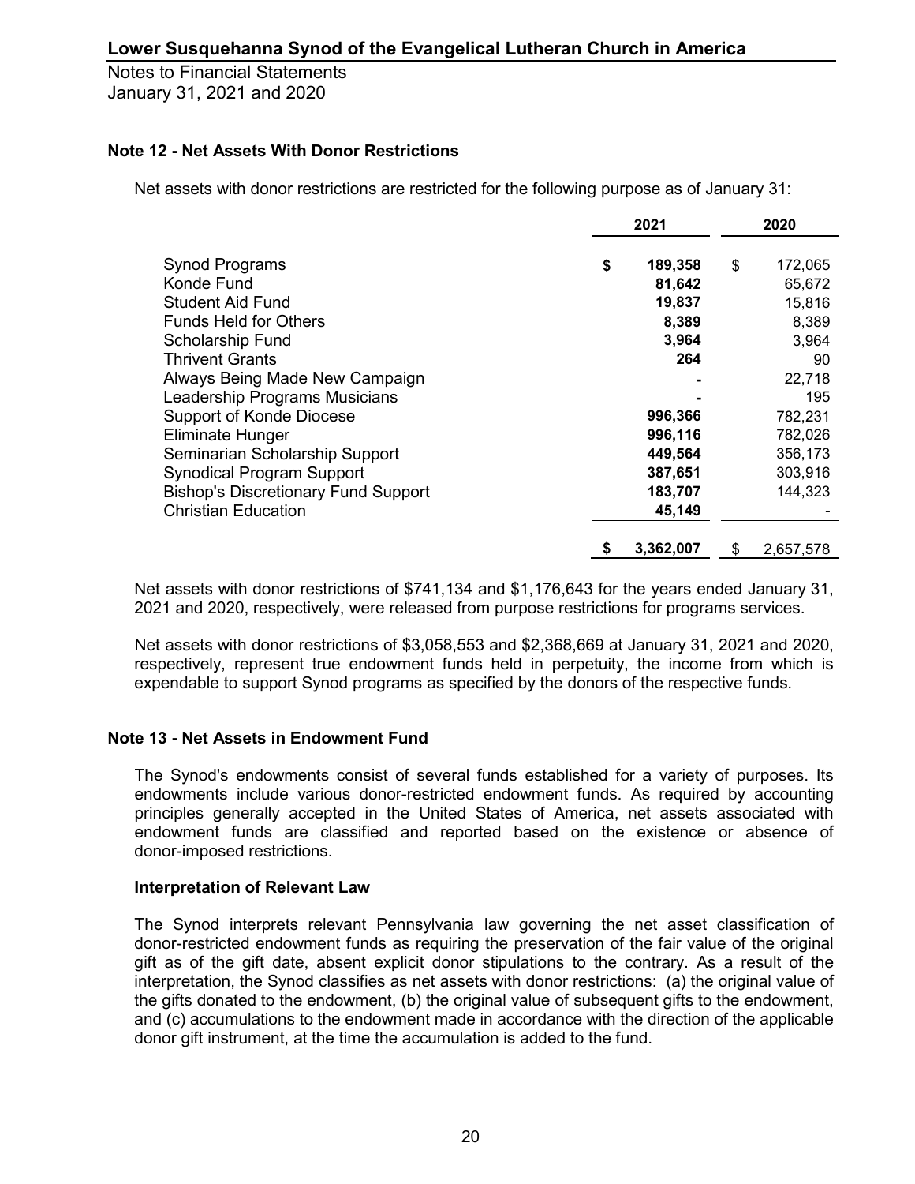Notes to Financial Statements
January 31, 2021 and 2020

### Note 12 - Net Assets With Donor Restrictions

Net assets with donor restrictions are restricted for the following purpose as of January 31:

| | 2021 | 2020 |
|---|---|---|
| Synod Programs | **$ 189,358** | $ 172,065 |
| Konde Fund | **81,642** | 65,672 |
| Student Aid Fund | **19,837** | 15,816 |
| Funds Held for Others | **8,389** | 8,389 |
| Scholarship Fund | **3,964** | 3,964 |
| Thrivent Grants | **264** | 90 |
| Always Being Made New Campaign | **-** | 22,718 |
| Leadership Programs Musicians | **-** | 195 |
| Support of Konde Diocese | **996,366** | 782,231 |
| Eliminate Hunger | **996,116** | 782,026 |
| Seminarian Scholarship Support | **449,564** | 356,173 |
| Synodical Program Support | **387,651** | 303,916 |
| Bishop's Discretionary Fund Support | **183,707** | 144,323 |
| Christian Education | **45,149** | - |
| | **$ 3,362,007** | $ 2,657,578 |

Net assets with donor restrictions of $741,134 and $1,176,643 for the years ended January 31, 2021 and 2020, respectively, were released from purpose restrictions for programs services.

Net assets with donor restrictions of $3,058,553 and $2,368,669 at January 31, 2021 and 2020, respectively, represent true endowment funds held in perpetuity, the income from which is expendable to support Synod programs as specified by the donors of the respective funds.

### Note 13 - Net Assets in Endowment Fund

The Synod's endowments consist of several funds established for a variety of purposes. Its endowments include various donor-restricted endowment funds. As required by accounting principles generally accepted in the United States of America, net assets associated with endowment funds are classified and reported based on the existence or absence of donor-imposed restrictions.

#### Interpretation of Relevant Law

The Synod interprets relevant Pennsylvania law governing the net asset classification of donor-restricted endowment funds as requiring the preservation of the fair value of the original gift as of the gift date, absent explicit donor stipulations to the contrary. As a result of the interpretation, the Synod classifies as net assets with donor restrictions: (a) the original value of the gifts donated to the endowment, (b) the original value of subsequent gifts to the endowment, and (c) accumulations to the endowment made in accordance with the direction of the applicable donor gift instrument, at the time the accumulation is added to the fund.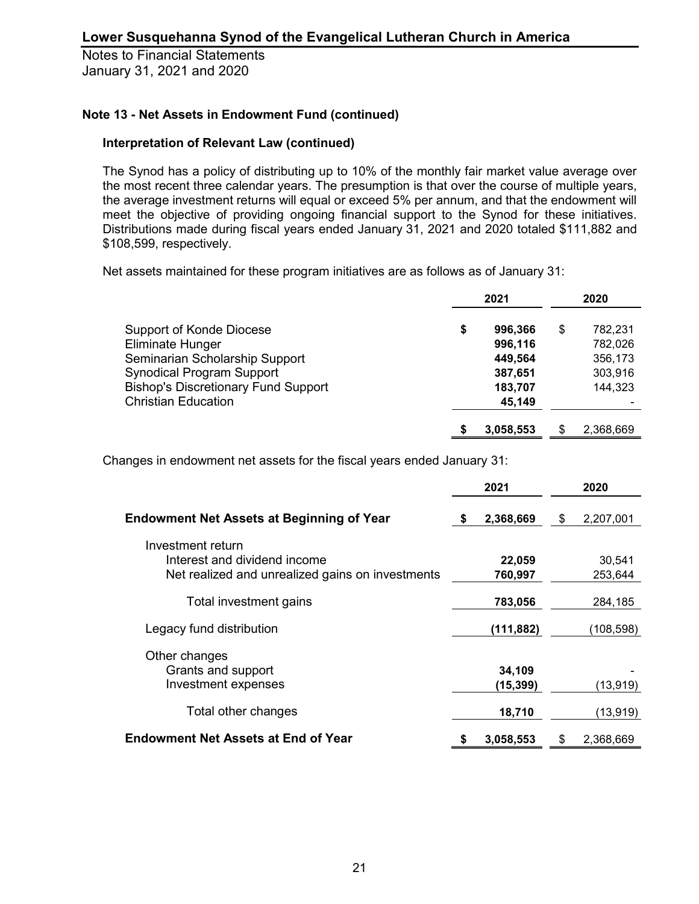## Note 13 - Net Assets in Endowment Fund (continued)

### Interpretation of Relevant Law (continued)

The Synod has a policy of distributing up to 10% of the monthly fair market value average over the most recent three calendar years. The presumption is that over the course of multiple years, the average investment returns will equal or exceed 5% per annum, and that the endowment will meet the objective of providing ongoing financial support to the Synod for these initiatives. Distributions made during fiscal years ended January 31, 2021 and 2020 totaled $111,882 and $108,599, respectively.

Net assets maintained for these program initiatives are as follows as of January 31:

| | 2021 | 2020 |
|---|---|---|
| Support of Konde Diocese | $ 996,366 | $ 782,231 |
| Eliminate Hunger | 996,116 | 782,026 |
| Seminarian Scholarship Support | 449,564 | 356,173 |
| Synodical Program Support | 387,651 | 303,916 |
| Bishop's Discretionary Fund Support | 183,707 | 144,323 |
| Christian Education | 45,149 | - |
| | **$ 3,058,553** | $ 2,368,669 |

Changes in endowment net assets for the fiscal years ended January 31:

| | 2021 | 2020 |
|---|---|---|
| **Endowment Net Assets at Beginning of Year** | $ 2,368,669 | $ 2,207,001 |
| Investment return | | |
| Interest and dividend income | 22,059 | 30,541 |
| Net realized and unrealized gains on investments | 760,997 | 253,644 |
| Total investment gains | 783,056 | 284,185 |
| Legacy fund distribution | (111,882) | (108,598) |
| Other changes | | |
| Grants and support | 34,109 | - |
| Investment expenses | (15,399) | (13,919) |
| Total other changes | 18,710 | (13,919) |
| **Endowment Net Assets at End of Year** | $ 3,058,553 | $ 2,368,669 |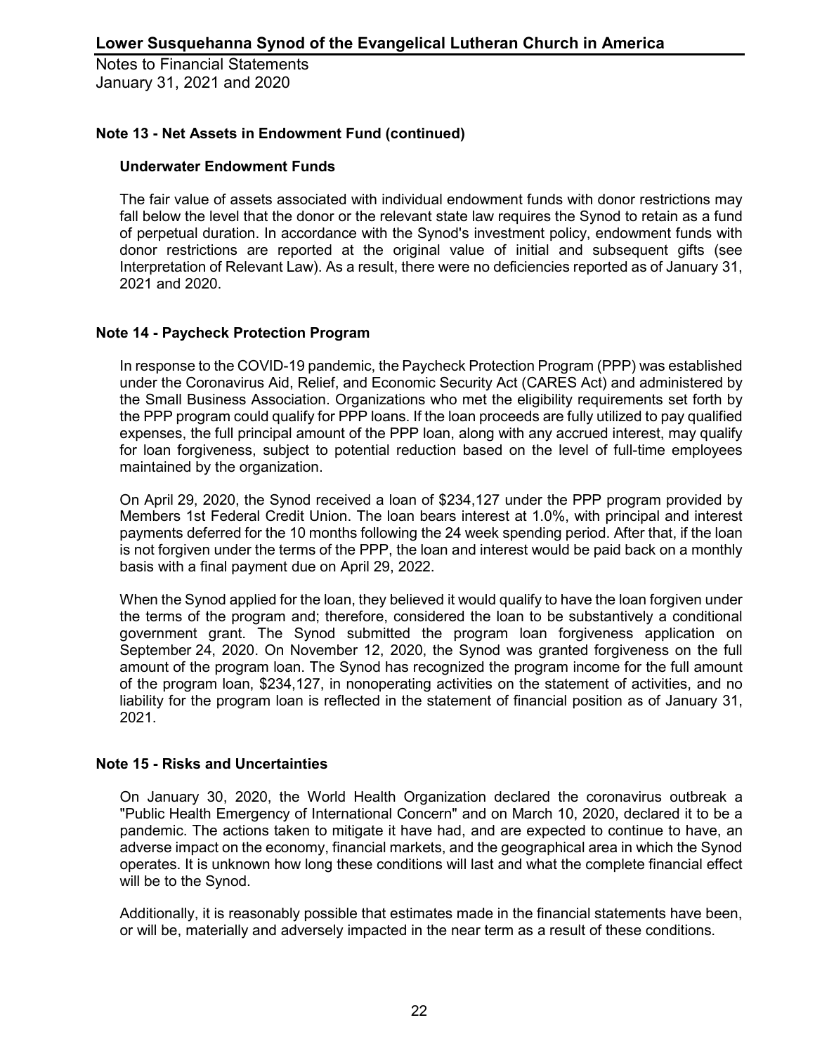## Note 13 - Net Assets in Endowment Fund (continued)

### Underwater Endowment Funds

The fair value of assets associated with individual endowment funds with donor restrictions may fall below the level that the donor or the relevant state law requires the Synod to retain as a fund of perpetual duration. In accordance with the Synod's investment policy, endowment funds with donor restrictions are reported at the original value of initial and subsequent gifts (see Interpretation of Relevant Law). As a result, there were no deficiencies reported as of January 31, 2021 and 2020.

## Note 14 - Paycheck Protection Program

In response to the COVID-19 pandemic, the Paycheck Protection Program (PPP) was established under the Coronavirus Aid, Relief, and Economic Security Act (CARES Act) and administered by the Small Business Association. Organizations who met the eligibility requirements set forth by the PPP program could qualify for PPP loans. If the loan proceeds are fully utilized to pay qualified expenses, the full principal amount of the PPP loan, along with any accrued interest, may qualify for loan forgiveness, subject to potential reduction based on the level of full-time employees maintained by the organization.

On April 29, 2020, the Synod received a loan of $234,127 under the PPP program provided by Members 1st Federal Credit Union. The loan bears interest at 1.0%, with principal and interest payments deferred for the 10 months following the 24 week spending period. After that, if the loan is not forgiven under the terms of the PPP, the loan and interest would be paid back on a monthly basis with a final payment due on April 29, 2022.

When the Synod applied for the loan, they believed it would qualify to have the loan forgiven under the terms of the program and; therefore, considered the loan to be substantively a conditional government grant. The Synod submitted the program loan forgiveness application on September 24, 2020. On November 12, 2020, the Synod was granted forgiveness on the full amount of the program loan. The Synod has recognized the program income for the full amount of the program loan, $234,127, in nonoperating activities on the statement of activities, and no liability for the program loan is reflected in the statement of financial position as of January 31, 2021.

## Note 15 - Risks and Uncertainties

On January 30, 2020, the World Health Organization declared the coronavirus outbreak a "Public Health Emergency of International Concern" and on March 10, 2020, declared it to be a pandemic. The actions taken to mitigate it have had, and are expected to continue to have, an adverse impact on the economy, financial markets, and the geographical area in which the Synod operates. It is unknown how long these conditions will last and what the complete financial effect will be to the Synod.

Additionally, it is reasonably possible that estimates made in the financial statements have been, or will be, materially and adversely impacted in the near term as a result of these conditions.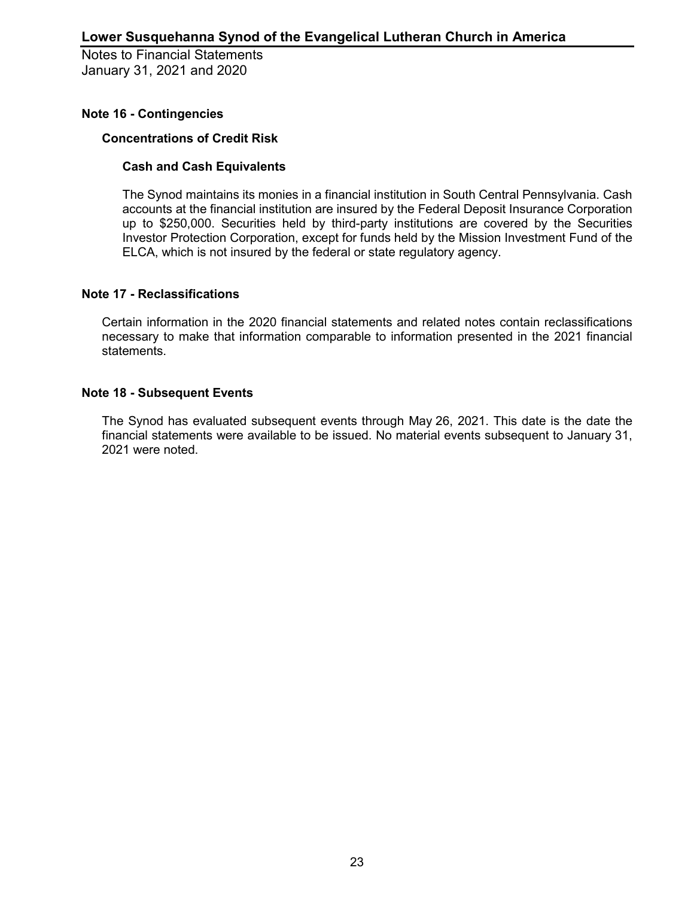### Note 16 - Contingencies

#### Concentrations of Credit Risk

##### Cash and Cash Equivalents

The Synod maintains its monies in a financial institution in South Central Pennsylvania. Cash accounts at the financial institution are insured by the Federal Deposit Insurance Corporation up to $250,000. Securities held by third-party institutions are covered by the Securities Investor Protection Corporation, except for funds held by the Mission Investment Fund of the ELCA, which is not insured by the federal or state regulatory agency.

### Note 17 - Reclassifications

Certain information in the 2020 financial statements and related notes contain reclassifications necessary to make that information comparable to information presented in the 2021 financial statements.

### Note 18 - Subsequent Events

The Synod has evaluated subsequent events through May 26, 2021. This date is the date the financial statements were available to be issued. No material events subsequent to January 31, 2021 were noted.